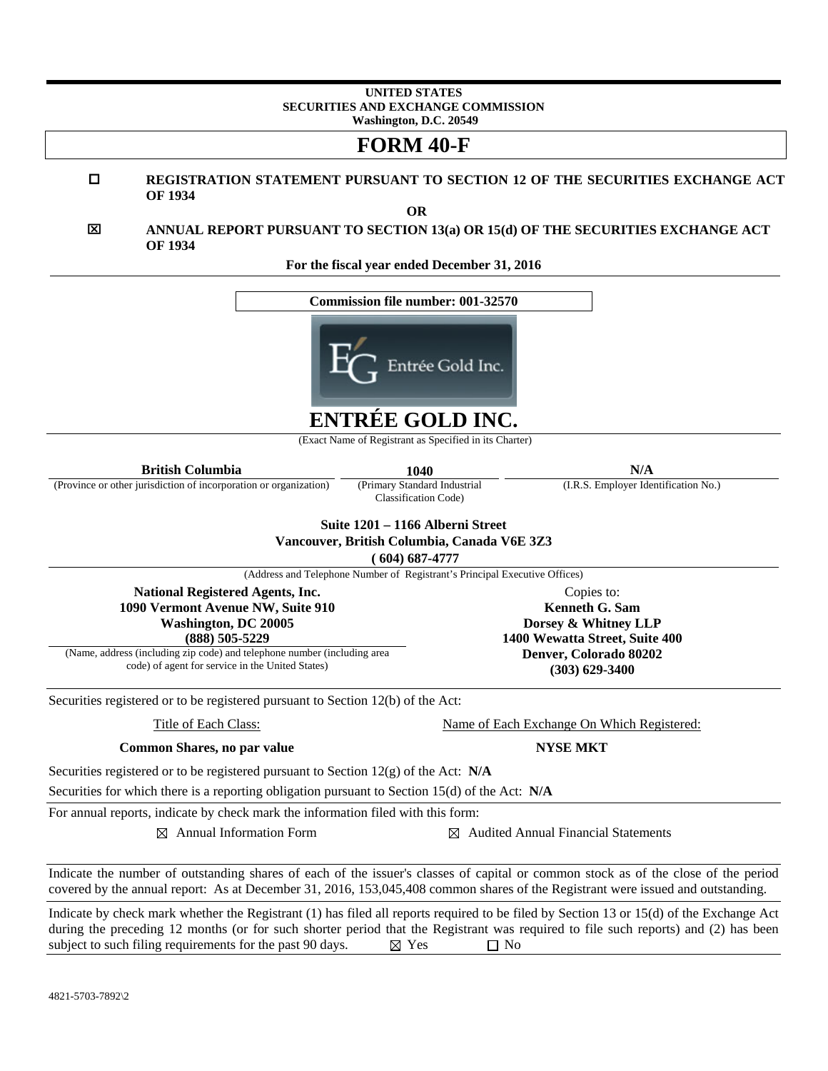**UNITED STATES**
**SECURITIES AND EXCHANGE COMMISSION**
**Washington, D.C. 20549**

# FORM 40-F

☐ **REGISTRATION STATEMENT PURSUANT TO SECTION 12 OF THE SECURITIES EXCHANGE ACT OF 1934**

**OR**

☒ **ANNUAL REPORT PURSUANT TO SECTION 13(a) OR 15(d) OF THE SECURITIES EXCHANGE ACT OF 1934**

**For the fiscal year ended December 31, 2016**

**Commission file number: 001-32570**

# ENTRÉE GOLD INC.

(Exact Name of Registrant as Specified in its Charter)

| **British Columbia** | **1040** | **N/A** |
|---|---|---|
| (Province or other jurisdiction of incorporation or organization) | (Primary Standard Industrial Classification Code) | (I.R.S. Employer Identification No.) |

**Suite 1201 – 1166 Alberni Street**
**Vancouver, British Columbia, Canada V6E 3Z3**
**( 604) 687-4777**

(Address and Telephone Number of Registrant's Principal Executive Offices)

**National Registered Agents, Inc.**
**1090 Vermont Avenue NW, Suite 910**
**Washington, DC 20005**
**(888) 505-5229**

(Name, address (including zip code) and telephone number (including area code) of agent for service in the United States)

Copies to:
**Kenneth G. Sam**
**Dorsey & Whitney LLP**
**1400 Wewatta Street, Suite 400**
**Denver, Colorado 80202**
**(303) 629-3400**

Securities registered or to be registered pursuant to Section 12(b) of the Act:

| Title of Each Class: | Name of Each Exchange On Which Registered: |
|---|---|
| **Common Shares, no par value** | **NYSE MKT** |

Securities registered or to be registered pursuant to Section 12(g) of the Act: **N/A**

Securities for which there is a reporting obligation pursuant to Section 15(d) of the Act: **N/A**

For annual reports, indicate by check mark the information filed with this form:

☒ Annual Information Form ☒ Audited Annual Financial Statements

Indicate the number of outstanding shares of each of the issuer's classes of capital or common stock as of the close of the period covered by the annual report: As at December 31, 2016, 153,045,408 common shares of the Registrant were issued and outstanding.

Indicate by check mark whether the Registrant (1) has filed all reports required to be filed by Section 13 or 15(d) of the Exchange Act during the preceding 12 months (or for such shorter period that the Registrant was required to file such reports) and (2) has been subject to such filing requirements for the past 90 days. ☒ Yes ☐ No

4821-5703-7892\2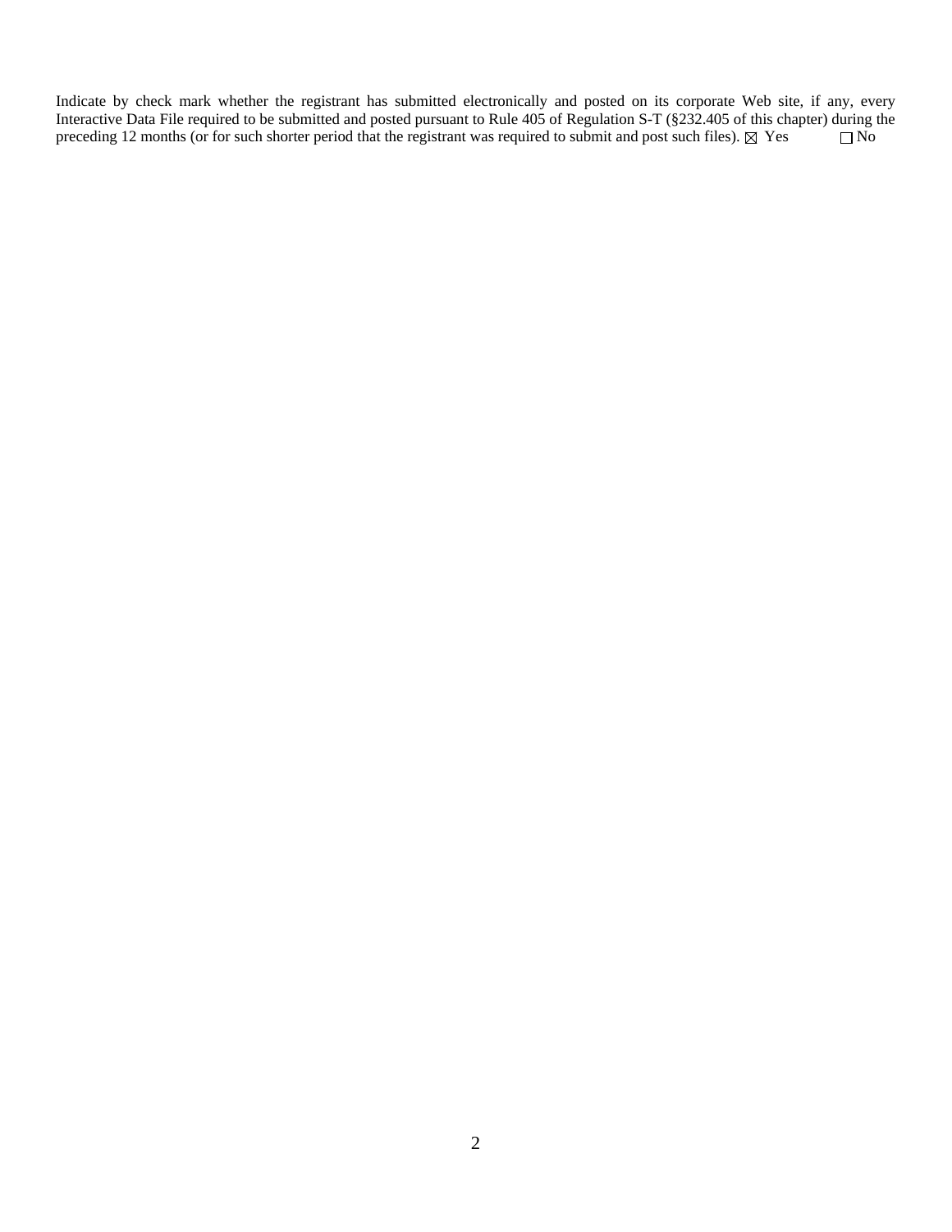Indicate by check mark whether the registrant has submitted electronically and posted on its corporate Web site, if any, every Interactive Data File required to be submitted and posted pursuant to Rule 405 of Regulation S-T (§232.405 of this chapter) during the preceding 12 months (or for such shorter period that the registrant was required to submit and post such files). ☒ Yes ☐ No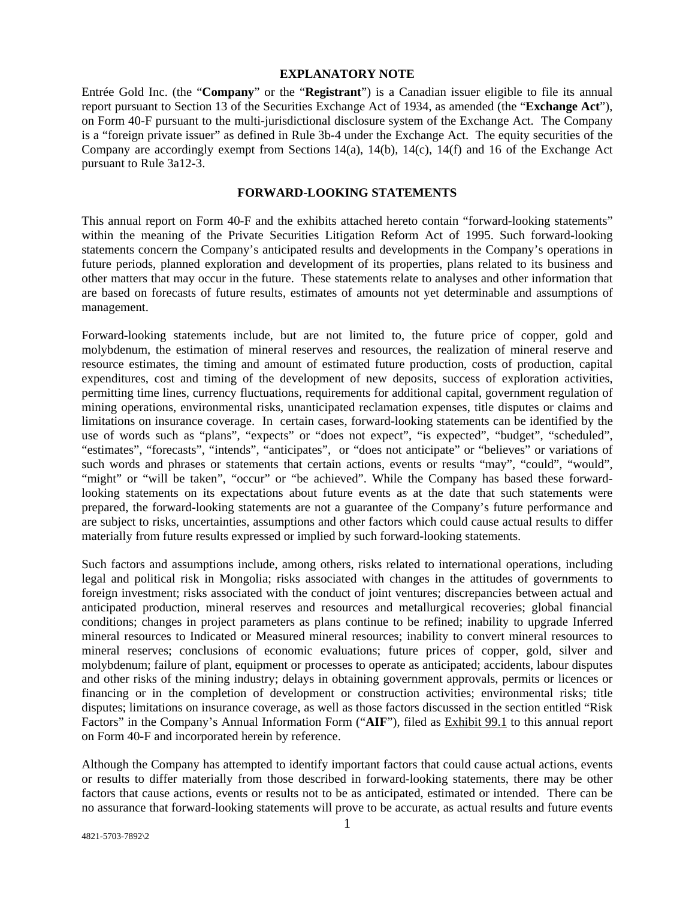## EXPLANATORY NOTE

Entrée Gold Inc. (the "**Company**" or the "**Registrant**") is a Canadian issuer eligible to file its annual report pursuant to Section 13 of the Securities Exchange Act of 1934, as amended (the "**Exchange Act**"), on Form 40-F pursuant to the multi-jurisdictional disclosure system of the Exchange Act. The Company is a "foreign private issuer" as defined in Rule 3b-4 under the Exchange Act. The equity securities of the Company are accordingly exempt from Sections 14(a), 14(b), 14(c), 14(f) and 16 of the Exchange Act pursuant to Rule 3a12-3.

## FORWARD-LOOKING STATEMENTS

This annual report on Form 40-F and the exhibits attached hereto contain "forward-looking statements" within the meaning of the Private Securities Litigation Reform Act of 1995. Such forward-looking statements concern the Company's anticipated results and developments in the Company's operations in future periods, planned exploration and development of its properties, plans related to its business and other matters that may occur in the future. These statements relate to analyses and other information that are based on forecasts of future results, estimates of amounts not yet determinable and assumptions of management.

Forward-looking statements include, but are not limited to, the future price of copper, gold and molybdenum, the estimation of mineral reserves and resources, the realization of mineral reserve and resource estimates, the timing and amount of estimated future production, costs of production, capital expenditures, cost and timing of the development of new deposits, success of exploration activities, permitting time lines, currency fluctuations, requirements for additional capital, government regulation of mining operations, environmental risks, unanticipated reclamation expenses, title disputes or claims and limitations on insurance coverage. In certain cases, forward-looking statements can be identified by the use of words such as "plans", "expects" or "does not expect", "is expected", "budget", "scheduled", "estimates", "forecasts", "intends", "anticipates", or "does not anticipate" or "believes" or variations of such words and phrases or statements that certain actions, events or results "may", "could", "would", "might" or "will be taken", "occur" or "be achieved". While the Company has based these forward-looking statements on its expectations about future events as at the date that such statements were prepared, the forward-looking statements are not a guarantee of the Company's future performance and are subject to risks, uncertainties, assumptions and other factors which could cause actual results to differ materially from future results expressed or implied by such forward-looking statements.

Such factors and assumptions include, among others, risks related to international operations, including legal and political risk in Mongolia; risks associated with changes in the attitudes of governments to foreign investment; risks associated with the conduct of joint ventures; discrepancies between actual and anticipated production, mineral reserves and resources and metallurgical recoveries; global financial conditions; changes in project parameters as plans continue to be refined; inability to upgrade Inferred mineral resources to Indicated or Measured mineral resources; inability to convert mineral resources to mineral reserves; conclusions of economic evaluations; future prices of copper, gold, silver and molybdenum; failure of plant, equipment or processes to operate as anticipated; accidents, labour disputes and other risks of the mining industry; delays in obtaining government approvals, permits or licences or financing or in the completion of development or construction activities; environmental risks; title disputes; limitations on insurance coverage, as well as those factors discussed in the section entitled "Risk Factors" in the Company's Annual Information Form ("**AIF**"), filed as Exhibit 99.1 to this annual report on Form 40-F and incorporated herein by reference.

Although the Company has attempted to identify important factors that could cause actual actions, events or results to differ materially from those described in forward-looking statements, there may be other factors that cause actions, events or results not to be as anticipated, estimated or intended. There can be no assurance that forward-looking statements will prove to be accurate, as actual results and future events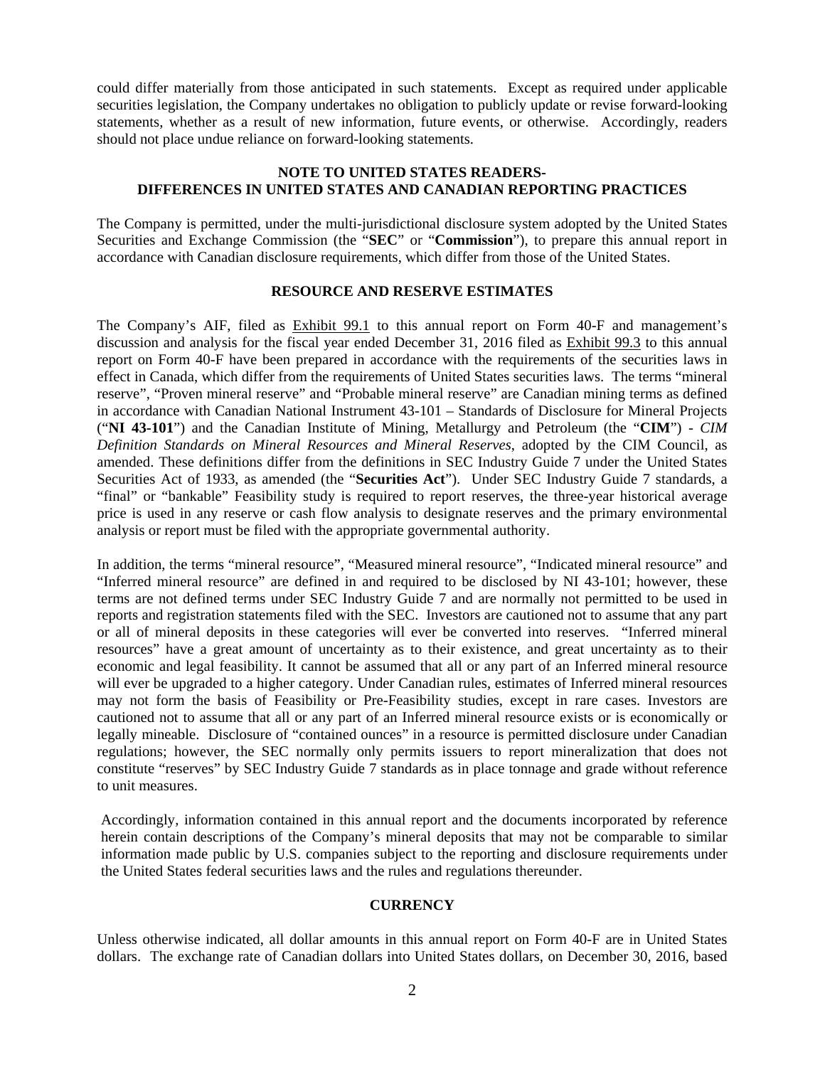could differ materially from those anticipated in such statements. Except as required under applicable securities legislation, the Company undertakes no obligation to publicly update or revise forward-looking statements, whether as a result of new information, future events, or otherwise. Accordingly, readers should not place undue reliance on forward-looking statements.

## NOTE TO UNITED STATES READERS- DIFFERENCES IN UNITED STATES AND CANADIAN REPORTING PRACTICES

The Company is permitted, under the multi-jurisdictional disclosure system adopted by the United States Securities and Exchange Commission (the "**SEC**" or "**Commission**"), to prepare this annual report in accordance with Canadian disclosure requirements, which differ from those of the United States.

## RESOURCE AND RESERVE ESTIMATES

The Company's AIF, filed as Exhibit 99.1 to this annual report on Form 40-F and management's discussion and analysis for the fiscal year ended December 31, 2016 filed as Exhibit 99.3 to this annual report on Form 40-F have been prepared in accordance with the requirements of the securities laws in effect in Canada, which differ from the requirements of United States securities laws. The terms "mineral reserve", "Proven mineral reserve" and "Probable mineral reserve" are Canadian mining terms as defined in accordance with Canadian National Instrument 43-101 – Standards of Disclosure for Mineral Projects ("**NI 43-101**") and the Canadian Institute of Mining, Metallurgy and Petroleum (the "**CIM**") - *CIM Definition Standards on Mineral Resources and Mineral Reserves*, adopted by the CIM Council, as amended. These definitions differ from the definitions in SEC Industry Guide 7 under the United States Securities Act of 1933, as amended (the "**Securities Act**"). Under SEC Industry Guide 7 standards, a "final" or "bankable" Feasibility study is required to report reserves, the three-year historical average price is used in any reserve or cash flow analysis to designate reserves and the primary environmental analysis or report must be filed with the appropriate governmental authority.

In addition, the terms "mineral resource", "Measured mineral resource", "Indicated mineral resource" and "Inferred mineral resource" are defined in and required to be disclosed by NI 43-101; however, these terms are not defined terms under SEC Industry Guide 7 and are normally not permitted to be used in reports and registration statements filed with the SEC. Investors are cautioned not to assume that any part or all of mineral deposits in these categories will ever be converted into reserves. "Inferred mineral resources" have a great amount of uncertainty as to their existence, and great uncertainty as to their economic and legal feasibility. It cannot be assumed that all or any part of an Inferred mineral resource will ever be upgraded to a higher category. Under Canadian rules, estimates of Inferred mineral resources may not form the basis of Feasibility or Pre-Feasibility studies, except in rare cases. Investors are cautioned not to assume that all or any part of an Inferred mineral resource exists or is economically or legally mineable. Disclosure of "contained ounces" in a resource is permitted disclosure under Canadian regulations; however, the SEC normally only permits issuers to report mineralization that does not constitute "reserves" by SEC Industry Guide 7 standards as in place tonnage and grade without reference to unit measures.

Accordingly, information contained in this annual report and the documents incorporated by reference herein contain descriptions of the Company's mineral deposits that may not be comparable to similar information made public by U.S. companies subject to the reporting and disclosure requirements under the United States federal securities laws and the rules and regulations thereunder.

## CURRENCY

Unless otherwise indicated, all dollar amounts in this annual report on Form 40-F are in United States dollars. The exchange rate of Canadian dollars into United States dollars, on December 30, 2016, based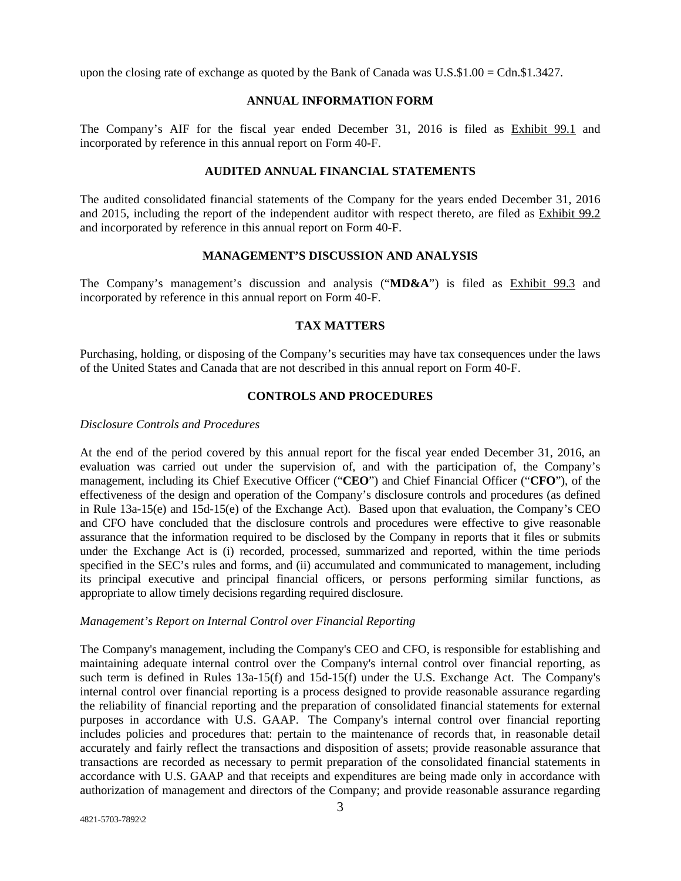upon the closing rate of exchange as quoted by the Bank of Canada was U.S.$1.00 = Cdn.$1.3427.

## ANNUAL INFORMATION FORM

The Company's AIF for the fiscal year ended December 31, 2016 is filed as Exhibit 99.1 and incorporated by reference in this annual report on Form 40-F.

## AUDITED ANNUAL FINANCIAL STATEMENTS

The audited consolidated financial statements of the Company for the years ended December 31, 2016 and 2015, including the report of the independent auditor with respect thereto, are filed as Exhibit 99.2 and incorporated by reference in this annual report on Form 40-F.

## MANAGEMENT'S DISCUSSION AND ANALYSIS

The Company's management's discussion and analysis ("**MD&A**") is filed as Exhibit 99.3 and incorporated by reference in this annual report on Form 40-F.

## TAX MATTERS

Purchasing, holding, or disposing of the Company's securities may have tax consequences under the laws of the United States and Canada that are not described in this annual report on Form 40-F.

## CONTROLS AND PROCEDURES

*Disclosure Controls and Procedures*

At the end of the period covered by this annual report for the fiscal year ended December 31, 2016, an evaluation was carried out under the supervision of, and with the participation of, the Company's management, including its Chief Executive Officer ("**CEO**") and Chief Financial Officer ("**CFO**"), of the effectiveness of the design and operation of the Company's disclosure controls and procedures (as defined in Rule 13a-15(e) and 15d-15(e) of the Exchange Act). Based upon that evaluation, the Company's CEO and CFO have concluded that the disclosure controls and procedures were effective to give reasonable assurance that the information required to be disclosed by the Company in reports that it files or submits under the Exchange Act is (i) recorded, processed, summarized and reported, within the time periods specified in the SEC's rules and forms, and (ii) accumulated and communicated to management, including its principal executive and principal financial officers, or persons performing similar functions, as appropriate to allow timely decisions regarding required disclosure.

*Management's Report on Internal Control over Financial Reporting*

The Company's management, including the Company's CEO and CFO, is responsible for establishing and maintaining adequate internal control over the Company's internal control over financial reporting, as such term is defined in Rules 13a-15(f) and 15d-15(f) under the U.S. Exchange Act. The Company's internal control over financial reporting is a process designed to provide reasonable assurance regarding the reliability of financial reporting and the preparation of consolidated financial statements for external purposes in accordance with U.S. GAAP. The Company's internal control over financial reporting includes policies and procedures that: pertain to the maintenance of records that, in reasonable detail accurately and fairly reflect the transactions and disposition of assets; provide reasonable assurance that transactions are recorded as necessary to permit preparation of the consolidated financial statements in accordance with U.S. GAAP and that receipts and expenditures are being made only in accordance with authorization of management and directors of the Company; and provide reasonable assurance regarding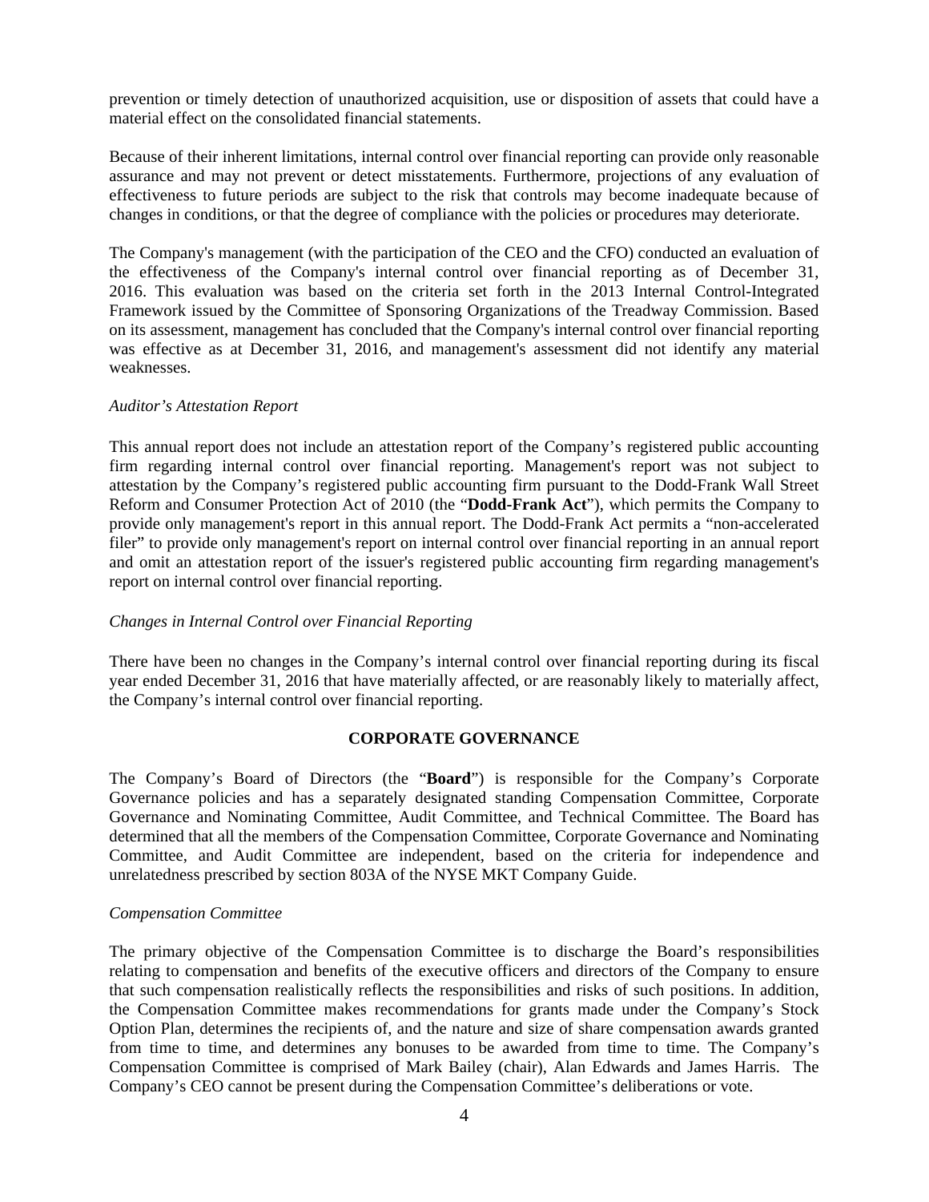prevention or timely detection of unauthorized acquisition, use or disposition of assets that could have a material effect on the consolidated financial statements.

Because of their inherent limitations, internal control over financial reporting can provide only reasonable assurance and may not prevent or detect misstatements. Furthermore, projections of any evaluation of effectiveness to future periods are subject to the risk that controls may become inadequate because of changes in conditions, or that the degree of compliance with the policies or procedures may deteriorate.

The Company's management (with the participation of the CEO and the CFO) conducted an evaluation of the effectiveness of the Company's internal control over financial reporting as of December 31, 2016. This evaluation was based on the criteria set forth in the 2013 Internal Control-Integrated Framework issued by the Committee of Sponsoring Organizations of the Treadway Commission. Based on its assessment, management has concluded that the Company's internal control over financial reporting was effective as at December 31, 2016, and management's assessment did not identify any material weaknesses.

*Auditor's Attestation Report*

This annual report does not include an attestation report of the Company's registered public accounting firm regarding internal control over financial reporting. Management's report was not subject to attestation by the Company's registered public accounting firm pursuant to the Dodd-Frank Wall Street Reform and Consumer Protection Act of 2010 (the "**Dodd-Frank Act**"), which permits the Company to provide only management's report in this annual report. The Dodd-Frank Act permits a "non-accelerated filer" to provide only management's report on internal control over financial reporting in an annual report and omit an attestation report of the issuer's registered public accounting firm regarding management's report on internal control over financial reporting.

*Changes in Internal Control over Financial Reporting*

There have been no changes in the Company's internal control over financial reporting during its fiscal year ended December 31, 2016 that have materially affected, or are reasonably likely to materially affect, the Company's internal control over financial reporting.

## CORPORATE GOVERNANCE

The Company's Board of Directors (the "**Board**") is responsible for the Company's Corporate Governance policies and has a separately designated standing Compensation Committee, Corporate Governance and Nominating Committee, Audit Committee, and Technical Committee. The Board has determined that all the members of the Compensation Committee, Corporate Governance and Nominating Committee, and Audit Committee are independent, based on the criteria for independence and unrelatedness prescribed by section 803A of the NYSE MKT Company Guide.

*Compensation Committee*

The primary objective of the Compensation Committee is to discharge the Board's responsibilities relating to compensation and benefits of the executive officers and directors of the Company to ensure that such compensation realistically reflects the responsibilities and risks of such positions. In addition, the Compensation Committee makes recommendations for grants made under the Company's Stock Option Plan, determines the recipients of, and the nature and size of share compensation awards granted from time to time, and determines any bonuses to be awarded from time to time. The Company's Compensation Committee is comprised of Mark Bailey (chair), Alan Edwards and James Harris. The Company's CEO cannot be present during the Compensation Committee's deliberations or vote.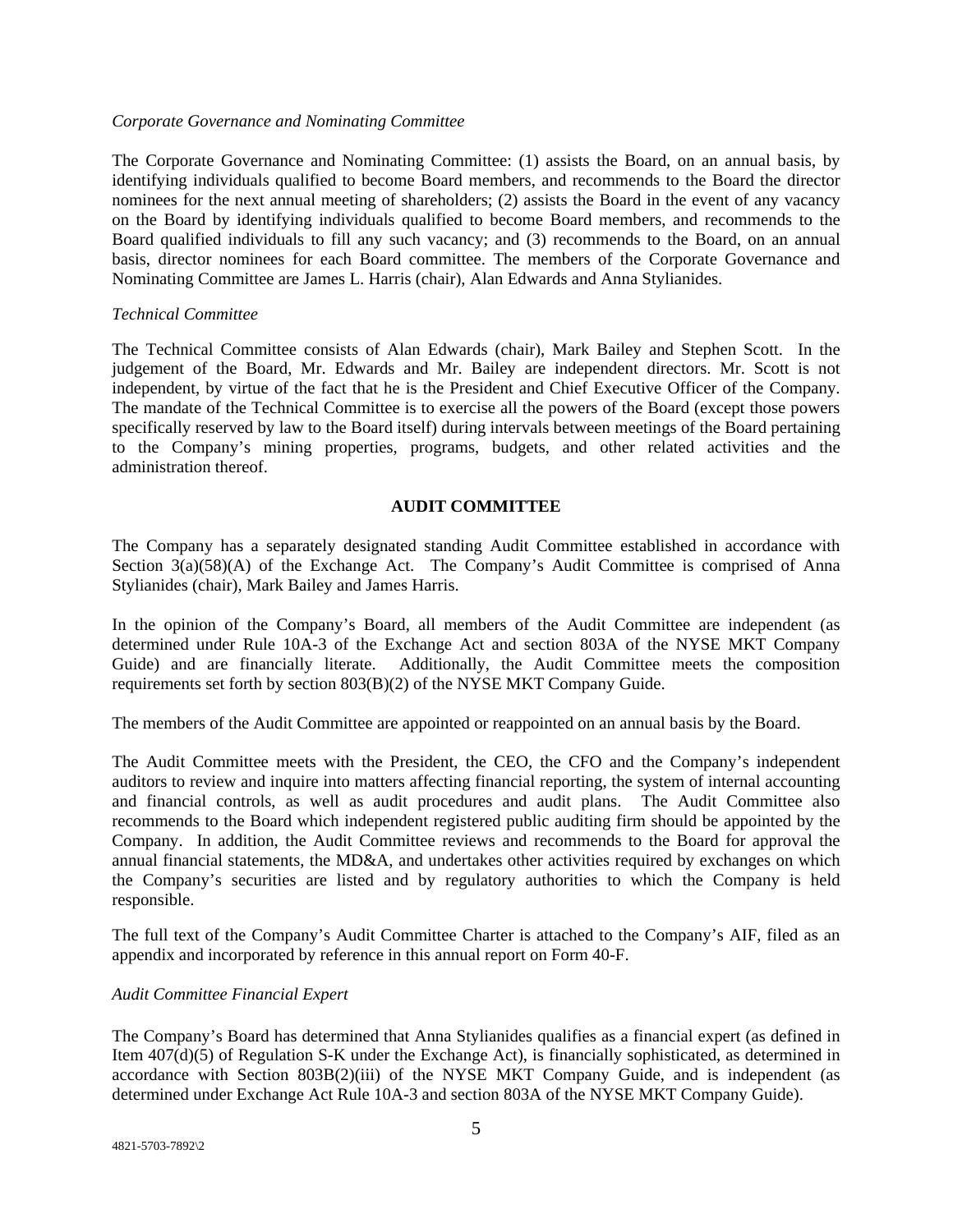*Corporate Governance and Nominating Committee*

The Corporate Governance and Nominating Committee: (1) assists the Board, on an annual basis, by identifying individuals qualified to become Board members, and recommends to the Board the director nominees for the next annual meeting of shareholders; (2) assists the Board in the event of any vacancy on the Board by identifying individuals qualified to become Board members, and recommends to the Board qualified individuals to fill any such vacancy; and (3) recommends to the Board, on an annual basis, director nominees for each Board committee. The members of the Corporate Governance and Nominating Committee are James L. Harris (chair), Alan Edwards and Anna Stylianides.

*Technical Committee*

The Technical Committee consists of Alan Edwards (chair), Mark Bailey and Stephen Scott. In the judgement of the Board, Mr. Edwards and Mr. Bailey are independent directors. Mr. Scott is not independent, by virtue of the fact that he is the President and Chief Executive Officer of the Company. The mandate of the Technical Committee is to exercise all the powers of the Board (except those powers specifically reserved by law to the Board itself) during intervals between meetings of the Board pertaining to the Company's mining properties, programs, budgets, and other related activities and the administration thereof.

## AUDIT COMMITTEE

The Company has a separately designated standing Audit Committee established in accordance with Section 3(a)(58)(A) of the Exchange Act. The Company's Audit Committee is comprised of Anna Stylianides (chair), Mark Bailey and James Harris.

In the opinion of the Company's Board, all members of the Audit Committee are independent (as determined under Rule 10A-3 of the Exchange Act and section 803A of the NYSE MKT Company Guide) and are financially literate. Additionally, the Audit Committee meets the composition requirements set forth by section 803(B)(2) of the NYSE MKT Company Guide.

The members of the Audit Committee are appointed or reappointed on an annual basis by the Board.

The Audit Committee meets with the President, the CEO, the CFO and the Company's independent auditors to review and inquire into matters affecting financial reporting, the system of internal accounting and financial controls, as well as audit procedures and audit plans. The Audit Committee also recommends to the Board which independent registered public auditing firm should be appointed by the Company. In addition, the Audit Committee reviews and recommends to the Board for approval the annual financial statements, the MD&A, and undertakes other activities required by exchanges on which the Company's securities are listed and by regulatory authorities to which the Company is held responsible.

The full text of the Company's Audit Committee Charter is attached to the Company's AIF, filed as an appendix and incorporated by reference in this annual report on Form 40-F.

*Audit Committee Financial Expert*

The Company's Board has determined that Anna Stylianides qualifies as a financial expert (as defined in Item 407(d)(5) of Regulation S-K under the Exchange Act), is financially sophisticated, as determined in accordance with Section 803B(2)(iii) of the NYSE MKT Company Guide, and is independent (as determined under Exchange Act Rule 10A-3 and section 803A of the NYSE MKT Company Guide).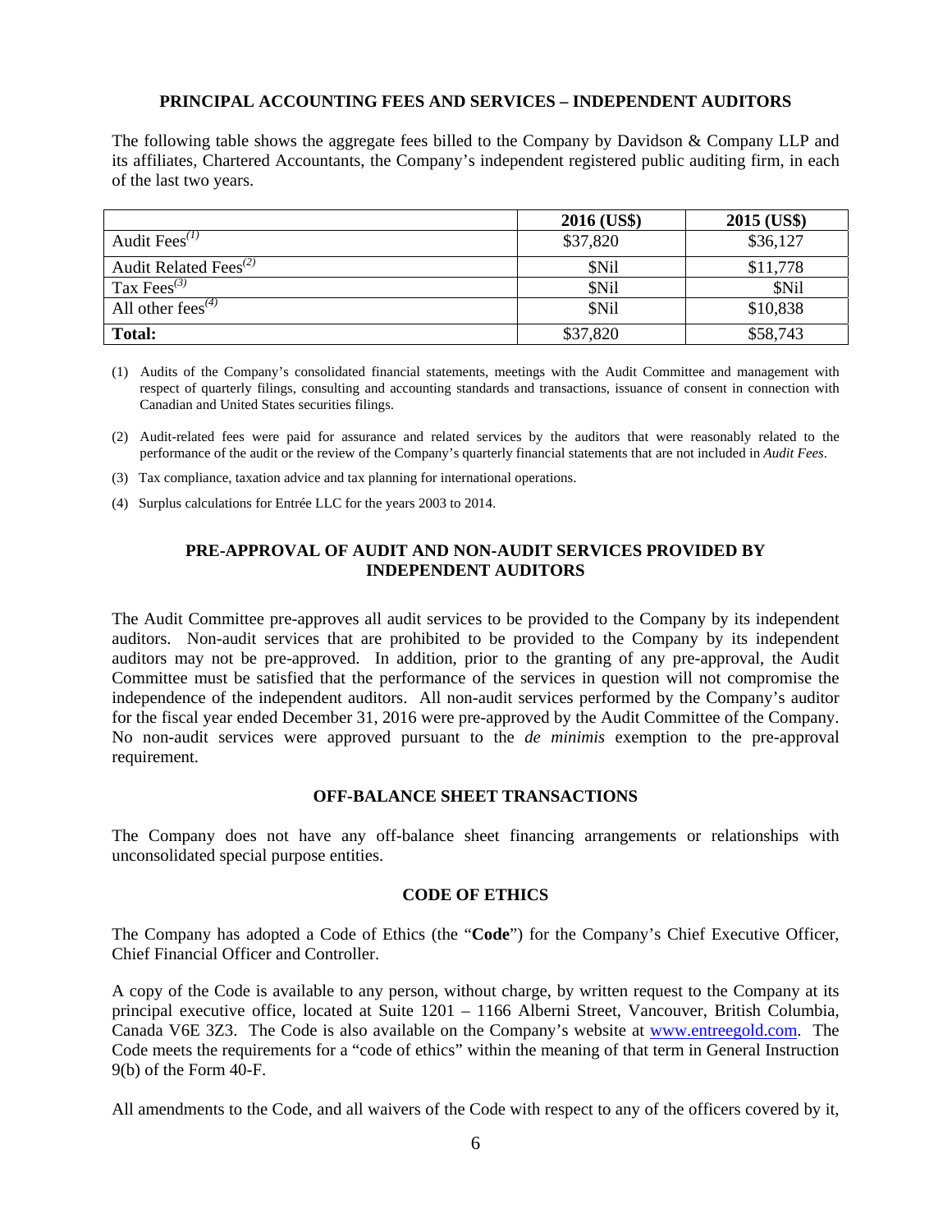## PRINCIPAL ACCOUNTING FEES AND SERVICES – INDEPENDENT AUDITORS

The following table shows the aggregate fees billed to the Company by Davidson & Company LLP and its affiliates, Chartered Accountants, the Company's independent registered public auditing firm, in each of the last two years.

| | 2016 (US$) | 2015 (US$) |
|---|---|---|
| Audit Fees[(1)] | $37,820 | $36,127 |
| Audit Related Fees[(2)] | $Nil | $11,778 |
| Tax Fees[(3)] | $Nil | $Nil |
| All other fees[(4)] | $Nil | $10,838 |
| **Total:** | $37,820 | $58,743 |

(1) Audits of the Company's consolidated financial statements, meetings with the Audit Committee and management with respect of quarterly filings, consulting and accounting standards and transactions, issuance of consent in connection with Canadian and United States securities filings.

(2) Audit-related fees were paid for assurance and related services by the auditors that were reasonably related to the performance of the audit or the review of the Company's quarterly financial statements that are not included in *Audit Fees*.

(3) Tax compliance, taxation advice and tax planning for international operations.

(4) Surplus calculations for Entrée LLC for the years 2003 to 2014.

## PRE-APPROVAL OF AUDIT AND NON-AUDIT SERVICES PROVIDED BY INDEPENDENT AUDITORS

The Audit Committee pre-approves all audit services to be provided to the Company by its independent auditors. Non-audit services that are prohibited to be provided to the Company by its independent auditors may not be pre-approved. In addition, prior to the granting of any pre-approval, the Audit Committee must be satisfied that the performance of the services in question will not compromise the independence of the independent auditors. All non-audit services performed by the Company's auditor for the fiscal year ended December 31, 2016 were pre-approved by the Audit Committee of the Company. No non-audit services were approved pursuant to the *de minimis* exemption to the pre-approval requirement.

## OFF-BALANCE SHEET TRANSACTIONS

The Company does not have any off-balance sheet financing arrangements or relationships with unconsolidated special purpose entities.

## CODE OF ETHICS

The Company has adopted a Code of Ethics (the "**Code**") for the Company's Chief Executive Officer, Chief Financial Officer and Controller.

A copy of the Code is available to any person, without charge, by written request to the Company at its principal executive office, located at Suite 1201 – 1166 Alberni Street, Vancouver, British Columbia, Canada V6E 3Z3. The Code is also available on the Company's website at www.entreegold.com. The Code meets the requirements for a "code of ethics" within the meaning of that term in General Instruction 9(b) of the Form 40-F.

All amendments to the Code, and all waivers of the Code with respect to any of the officers covered by it,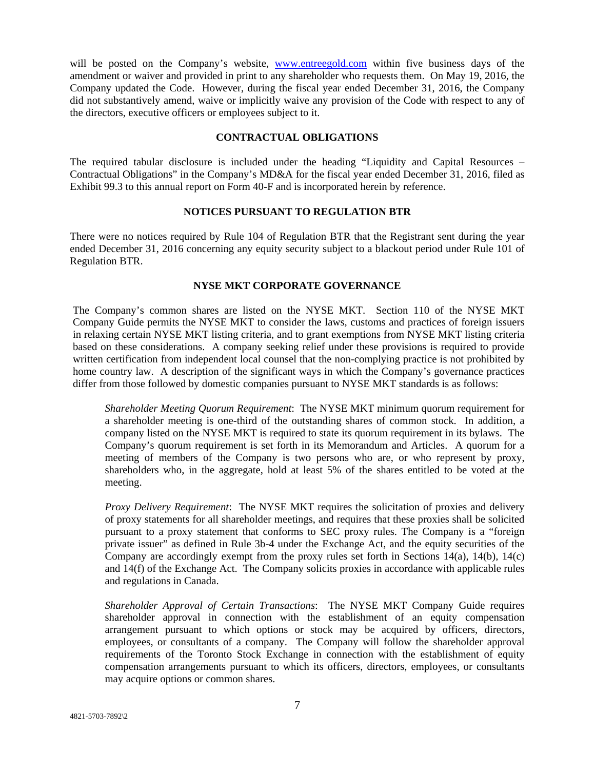will be posted on the Company's website, [www.entreegold.com](www.entreegold.com) within five business days of the amendment or waiver and provided in print to any shareholder who requests them. On May 19, 2016, the Company updated the Code. However, during the fiscal year ended December 31, 2016, the Company did not substantively amend, waive or implicitly waive any provision of the Code with respect to any of the directors, executive officers or employees subject to it.

## CONTRACTUAL OBLIGATIONS

The required tabular disclosure is included under the heading "Liquidity and Capital Resources – Contractual Obligations" in the Company's MD&A for the fiscal year ended December 31, 2016, filed as Exhibit 99.3 to this annual report on Form 40-F and is incorporated herein by reference.

## NOTICES PURSUANT TO REGULATION BTR

There were no notices required by Rule 104 of Regulation BTR that the Registrant sent during the year ended December 31, 2016 concerning any equity security subject to a blackout period under Rule 101 of Regulation BTR.

## NYSE MKT CORPORATE GOVERNANCE

The Company's common shares are listed on the NYSE MKT. Section 110 of the NYSE MKT Company Guide permits the NYSE MKT to consider the laws, customs and practices of foreign issuers in relaxing certain NYSE MKT listing criteria, and to grant exemptions from NYSE MKT listing criteria based on these considerations. A company seeking relief under these provisions is required to provide written certification from independent local counsel that the non-complying practice is not prohibited by home country law. A description of the significant ways in which the Company's governance practices differ from those followed by domestic companies pursuant to NYSE MKT standards is as follows:

*Shareholder Meeting Quorum Requirement*: The NYSE MKT minimum quorum requirement for a shareholder meeting is one-third of the outstanding shares of common stock. In addition, a company listed on the NYSE MKT is required to state its quorum requirement in its bylaws. The Company's quorum requirement is set forth in its Memorandum and Articles. A quorum for a meeting of members of the Company is two persons who are, or who represent by proxy, shareholders who, in the aggregate, hold at least 5% of the shares entitled to be voted at the meeting.

*Proxy Delivery Requirement*: The NYSE MKT requires the solicitation of proxies and delivery of proxy statements for all shareholder meetings, and requires that these proxies shall be solicited pursuant to a proxy statement that conforms to SEC proxy rules. The Company is a "foreign private issuer" as defined in Rule 3b-4 under the Exchange Act, and the equity securities of the Company are accordingly exempt from the proxy rules set forth in Sections 14(a), 14(b), 14(c) and 14(f) of the Exchange Act. The Company solicits proxies in accordance with applicable rules and regulations in Canada.

*Shareholder Approval of Certain Transactions*: The NYSE MKT Company Guide requires shareholder approval in connection with the establishment of an equity compensation arrangement pursuant to which options or stock may be acquired by officers, directors, employees, or consultants of a company. The Company will follow the shareholder approval requirements of the Toronto Stock Exchange in connection with the establishment of equity compensation arrangements pursuant to which its officers, directors, employees, or consultants may acquire options or common shares.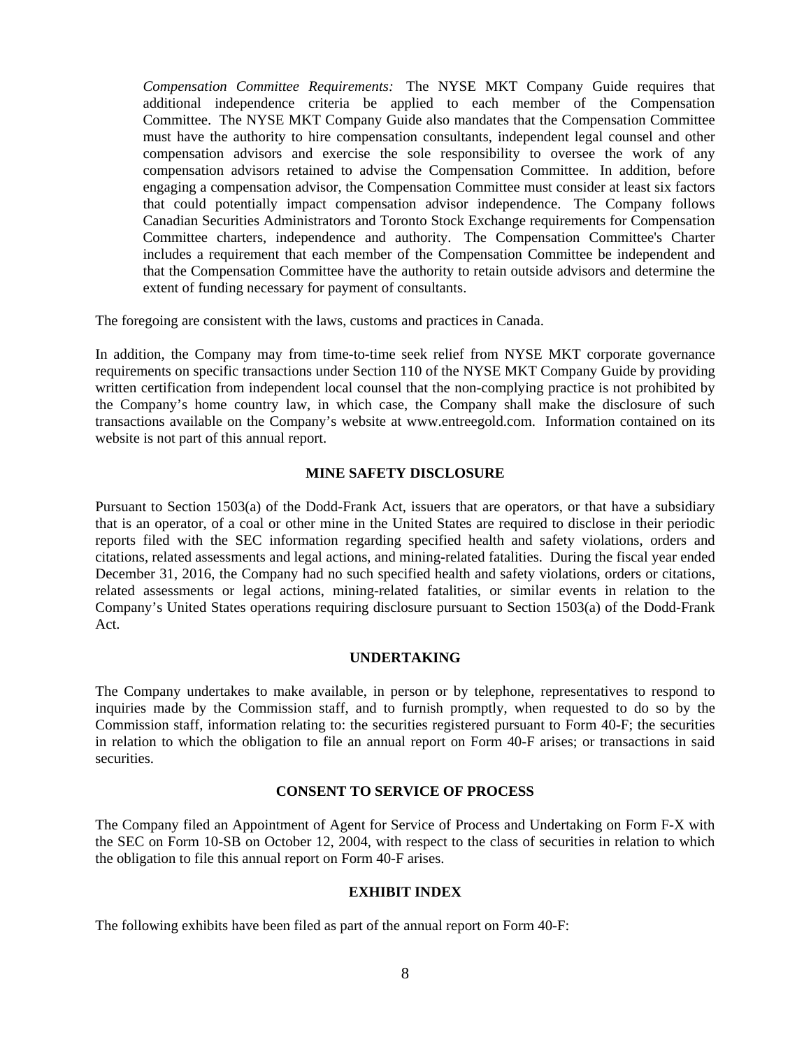*Compensation Committee Requirements:* The NYSE MKT Company Guide requires that additional independence criteria be applied to each member of the Compensation Committee. The NYSE MKT Company Guide also mandates that the Compensation Committee must have the authority to hire compensation consultants, independent legal counsel and other compensation advisors and exercise the sole responsibility to oversee the work of any compensation advisors retained to advise the Compensation Committee. In addition, before engaging a compensation advisor, the Compensation Committee must consider at least six factors that could potentially impact compensation advisor independence. The Company follows Canadian Securities Administrators and Toronto Stock Exchange requirements for Compensation Committee charters, independence and authority. The Compensation Committee's Charter includes a requirement that each member of the Compensation Committee be independent and that the Compensation Committee have the authority to retain outside advisors and determine the extent of funding necessary for payment of consultants.

The foregoing are consistent with the laws, customs and practices in Canada.

In addition, the Company may from time-to-time seek relief from NYSE MKT corporate governance requirements on specific transactions under Section 110 of the NYSE MKT Company Guide by providing written certification from independent local counsel that the non-complying practice is not prohibited by the Company's home country law, in which case, the Company shall make the disclosure of such transactions available on the Company's website at www.entreegold.com. Information contained on its website is not part of this annual report.

## MINE SAFETY DISCLOSURE

Pursuant to Section 1503(a) of the Dodd-Frank Act, issuers that are operators, or that have a subsidiary that is an operator, of a coal or other mine in the United States are required to disclose in their periodic reports filed with the SEC information regarding specified health and safety violations, orders and citations, related assessments and legal actions, and mining-related fatalities. During the fiscal year ended December 31, 2016, the Company had no such specified health and safety violations, orders or citations, related assessments or legal actions, mining-related fatalities, or similar events in relation to the Company's United States operations requiring disclosure pursuant to Section 1503(a) of the Dodd-Frank Act.

## UNDERTAKING

The Company undertakes to make available, in person or by telephone, representatives to respond to inquiries made by the Commission staff, and to furnish promptly, when requested to do so by the Commission staff, information relating to: the securities registered pursuant to Form 40-F; the securities in relation to which the obligation to file an annual report on Form 40-F arises; or transactions in said securities.

## CONSENT TO SERVICE OF PROCESS

The Company filed an Appointment of Agent for Service of Process and Undertaking on Form F-X with the SEC on Form 10-SB on October 12, 2004, with respect to the class of securities in relation to which the obligation to file this annual report on Form 40-F arises.

## EXHIBIT INDEX

The following exhibits have been filed as part of the annual report on Form 40-F: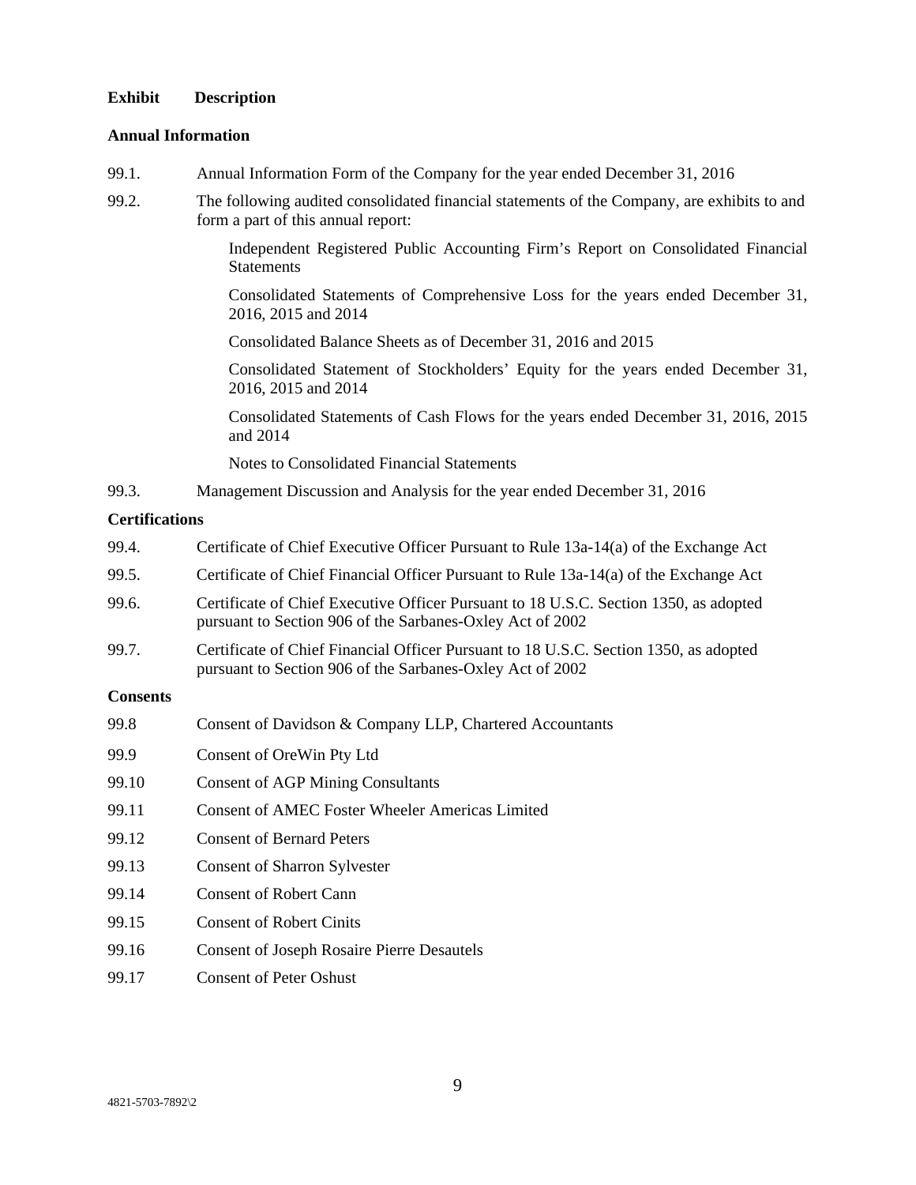| **Exhibit** | **Description** |
|---|---|

**Annual Information**

| | |
|---|---|
| 99.1. | Annual Information Form of the Company for the year ended December 31, 2016 |
| 99.2. | The following audited consolidated financial statements of the Company, are exhibits to and form a part of this annual report: |

Independent Registered Public Accounting Firm's Report on Consolidated Financial Statements

Consolidated Statements of Comprehensive Loss for the years ended December 31, 2016, 2015 and 2014

Consolidated Balance Sheets as of December 31, 2016 and 2015

Consolidated Statement of Stockholders' Equity for the years ended December 31, 2016, 2015 and 2014

Consolidated Statements of Cash Flows for the years ended December 31, 2016, 2015 and 2014

Notes to Consolidated Financial Statements

| | |
|---|---|
| 99.3. | Management Discussion and Analysis for the year ended December 31, 2016 |

**Certifications**

| | |
|---|---|
| 99.4. | Certificate of Chief Executive Officer Pursuant to Rule 13a-14(a) of the Exchange Act |
| 99.5. | Certificate of Chief Financial Officer Pursuant to Rule 13a-14(a) of the Exchange Act |
| 99.6. | Certificate of Chief Executive Officer Pursuant to 18 U.S.C. Section 1350, as adopted pursuant to Section 906 of the Sarbanes-Oxley Act of 2002 |
| 99.7. | Certificate of Chief Financial Officer Pursuant to 18 U.S.C. Section 1350, as adopted pursuant to Section 906 of the Sarbanes-Oxley Act of 2002 |

**Consents**

| | |
|---|---|
| 99.8 | Consent of Davidson & Company LLP, Chartered Accountants |
| 99.9 | Consent of OreWin Pty Ltd |
| 99.10 | Consent of AGP Mining Consultants |
| 99.11 | Consent of AMEC Foster Wheeler Americas Limited |
| 99.12 | Consent of Bernard Peters |
| 99.13 | Consent of Sharron Sylvester |
| 99.14 | Consent of Robert Cann |
| 99.15 | Consent of Robert Cinits |
| 99.16 | Consent of Joseph Rosaire Pierre Desautels |
| 99.17 | Consent of Peter Oshust |

4821-5703-7892\2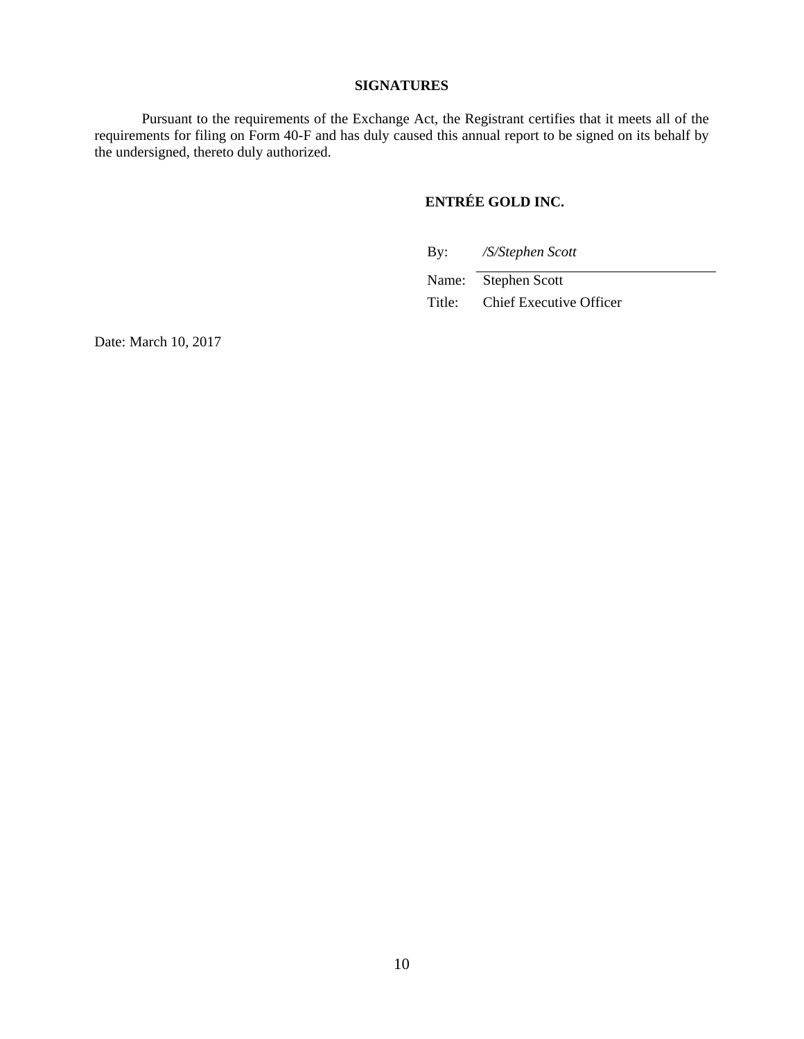## SIGNATURES

Pursuant to the requirements of the Exchange Act, the Registrant certifies that it meets all of the requirements for filing on Form 40-F and has duly caused this annual report to be signed on its behalf by the undersigned, thereto duly authorized.

**ENTRÉE GOLD INC.**

By: */S/Stephen Scott*

Name: Stephen Scott

Title: Chief Executive Officer

Date: March 10, 2017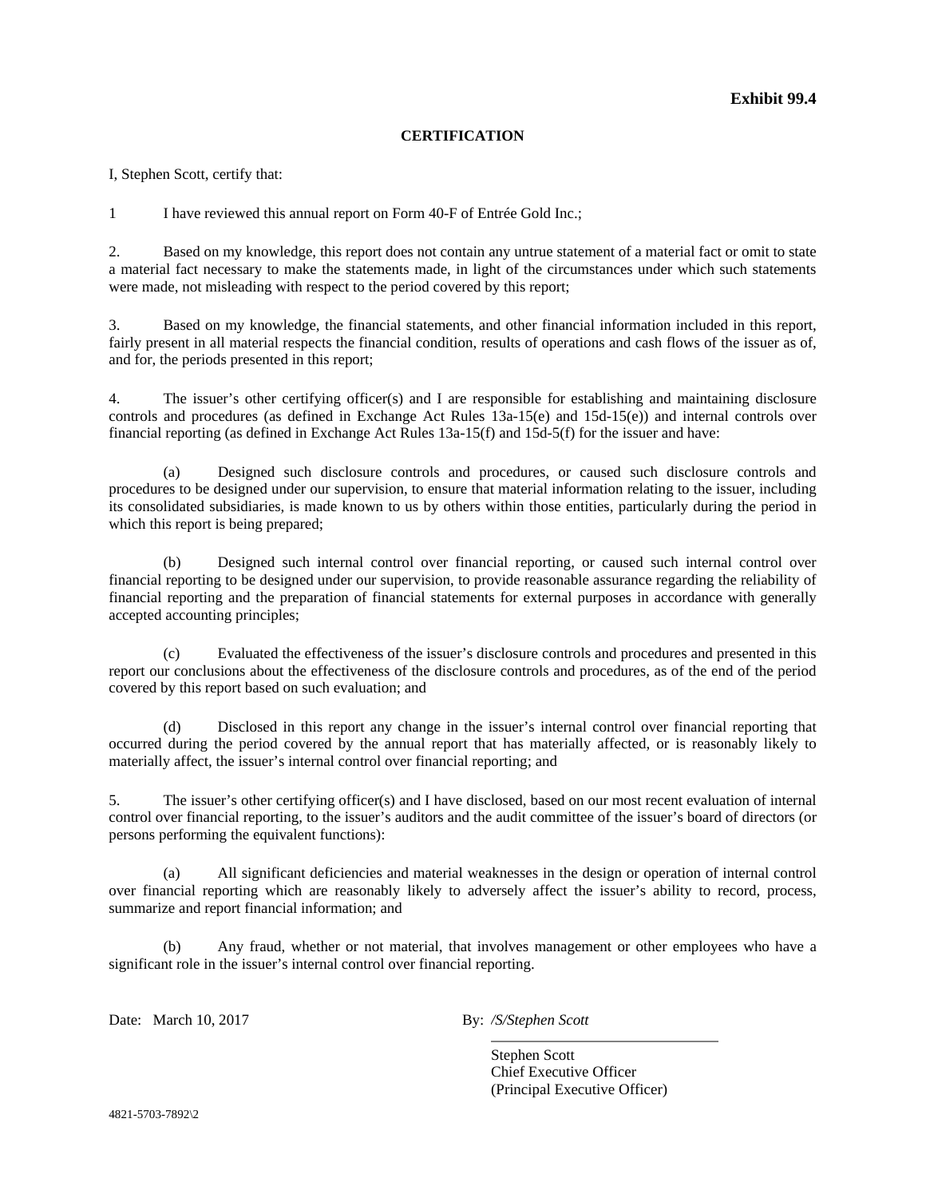**Exhibit 99.4**

**CERTIFICATION**

I, Stephen Scott, certify that:

1 I have reviewed this annual report on Form 40-F of Entrée Gold Inc.;

2. Based on my knowledge, this report does not contain any untrue statement of a material fact or omit to state a material fact necessary to make the statements made, in light of the circumstances under which such statements were made, not misleading with respect to the period covered by this report;

3. Based on my knowledge, the financial statements, and other financial information included in this report, fairly present in all material respects the financial condition, results of operations and cash flows of the issuer as of, and for, the periods presented in this report;

4. The issuer's other certifying officer(s) and I are responsible for establishing and maintaining disclosure controls and procedures (as defined in Exchange Act Rules 13a-15(e) and 15d-15(e)) and internal controls over financial reporting (as defined in Exchange Act Rules 13a-15(f) and 15d-5(f) for the issuer and have:

(a) Designed such disclosure controls and procedures, or caused such disclosure controls and procedures to be designed under our supervision, to ensure that material information relating to the issuer, including its consolidated subsidiaries, is made known to us by others within those entities, particularly during the period in which this report is being prepared;

(b) Designed such internal control over financial reporting, or caused such internal control over financial reporting to be designed under our supervision, to provide reasonable assurance regarding the reliability of financial reporting and the preparation of financial statements for external purposes in accordance with generally accepted accounting principles;

(c) Evaluated the effectiveness of the issuer's disclosure controls and procedures and presented in this report our conclusions about the effectiveness of the disclosure controls and procedures, as of the end of the period covered by this report based on such evaluation; and

(d) Disclosed in this report any change in the issuer's internal control over financial reporting that occurred during the period covered by the annual report that has materially affected, or is reasonably likely to materially affect, the issuer's internal control over financial reporting; and

5. The issuer's other certifying officer(s) and I have disclosed, based on our most recent evaluation of internal control over financial reporting, to the issuer's auditors and the audit committee of the issuer's board of directors (or persons performing the equivalent functions):

(a) All significant deficiencies and material weaknesses in the design or operation of internal control over financial reporting which are reasonably likely to adversely affect the issuer's ability to record, process, summarize and report financial information; and

(b) Any fraud, whether or not material, that involves management or other employees who have a significant role in the issuer's internal control over financial reporting.

Date: March 10, 2017

By: */S/Stephen Scott*

Stephen Scott
Chief Executive Officer
(Principal Executive Officer)

4821-5703-7892\2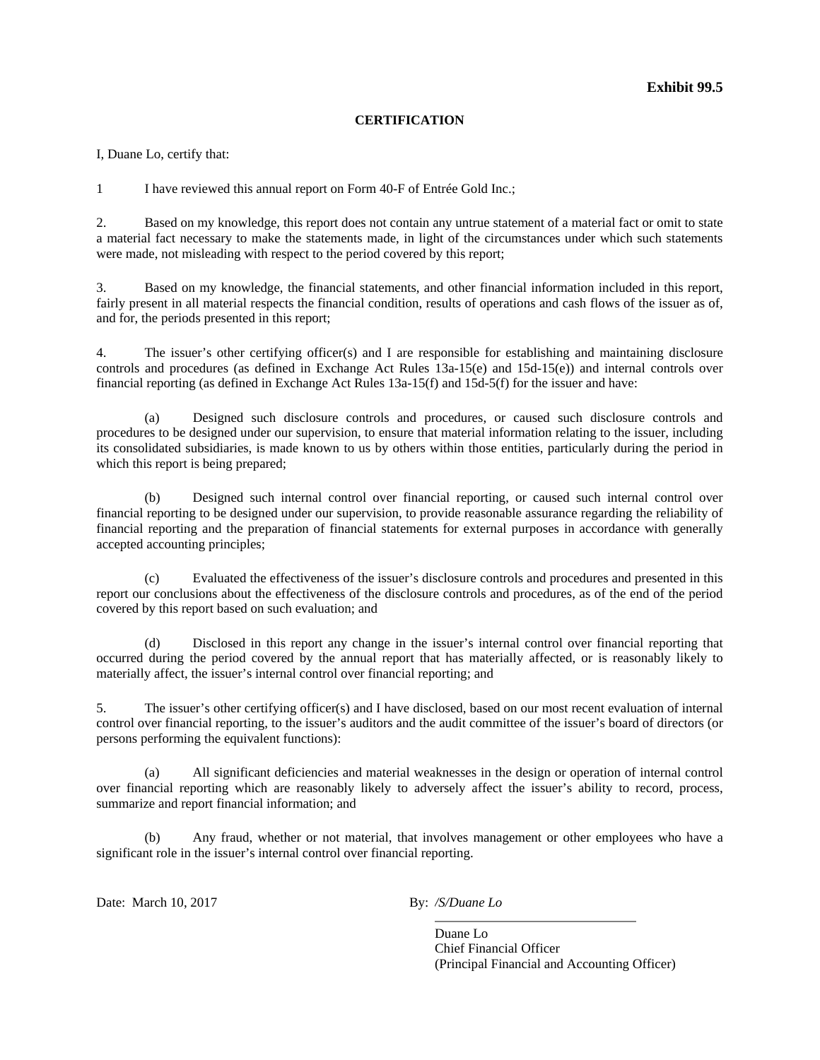**Exhibit 99.5**

**CERTIFICATION**

I, Duane Lo, certify that:

1 I have reviewed this annual report on Form 40-F of Entrée Gold Inc.;

2. Based on my knowledge, this report does not contain any untrue statement of a material fact or omit to state a material fact necessary to make the statements made, in light of the circumstances under which such statements were made, not misleading with respect to the period covered by this report;

3. Based on my knowledge, the financial statements, and other financial information included in this report, fairly present in all material respects the financial condition, results of operations and cash flows of the issuer as of, and for, the periods presented in this report;

4. The issuer's other certifying officer(s) and I are responsible for establishing and maintaining disclosure controls and procedures (as defined in Exchange Act Rules 13a-15(e) and 15d-15(e)) and internal controls over financial reporting (as defined in Exchange Act Rules 13a-15(f) and 15d-5(f) for the issuer and have:

(a) Designed such disclosure controls and procedures, or caused such disclosure controls and procedures to be designed under our supervision, to ensure that material information relating to the issuer, including its consolidated subsidiaries, is made known to us by others within those entities, particularly during the period in which this report is being prepared;

(b) Designed such internal control over financial reporting, or caused such internal control over financial reporting to be designed under our supervision, to provide reasonable assurance regarding the reliability of financial reporting and the preparation of financial statements for external purposes in accordance with generally accepted accounting principles;

(c) Evaluated the effectiveness of the issuer's disclosure controls and procedures and presented in this report our conclusions about the effectiveness of the disclosure controls and procedures, as of the end of the period covered by this report based on such evaluation; and

(d) Disclosed in this report any change in the issuer's internal control over financial reporting that occurred during the period covered by the annual report that has materially affected, or is reasonably likely to materially affect, the issuer's internal control over financial reporting; and

5. The issuer's other certifying officer(s) and I have disclosed, based on our most recent evaluation of internal control over financial reporting, to the issuer's auditors and the audit committee of the issuer's board of directors (or persons performing the equivalent functions):

(a) All significant deficiencies and material weaknesses in the design or operation of internal control over financial reporting which are reasonably likely to adversely affect the issuer's ability to record, process, summarize and report financial information; and

(b) Any fraud, whether or not material, that involves management or other employees who have a significant role in the issuer's internal control over financial reporting.

Date: March 10, 2017

By: */S/Duane Lo*

Duane Lo
Chief Financial Officer
(Principal Financial and Accounting Officer)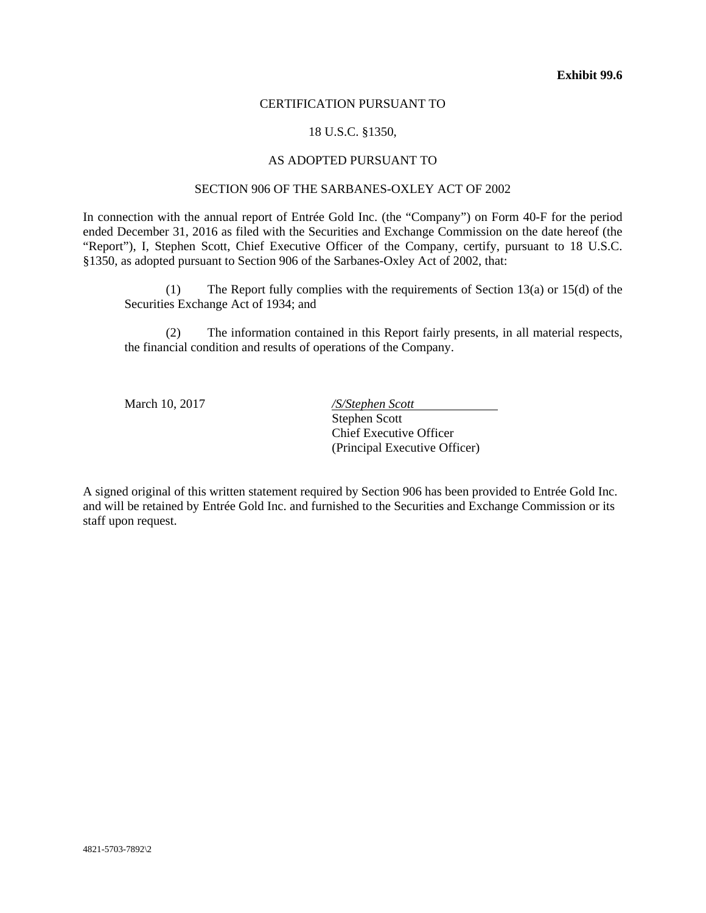**Exhibit 99.6**

CERTIFICATION PURSUANT TO

18 U.S.C. §1350,

AS ADOPTED PURSUANT TO

SECTION 906 OF THE SARBANES-OXLEY ACT OF 2002

In connection with the annual report of Entrée Gold Inc. (the "Company") on Form 40-F for the period ended December 31, 2016 as filed with the Securities and Exchange Commission on the date hereof (the "Report"), I, Stephen Scott, Chief Executive Officer of the Company, certify, pursuant to 18 U.S.C. §1350, as adopted pursuant to Section 906 of the Sarbanes-Oxley Act of 2002, that:

(1) The Report fully complies with the requirements of Section 13(a) or 15(d) of the Securities Exchange Act of 1934; and

(2) The information contained in this Report fairly presents, in all material respects, the financial condition and results of operations of the Company.

March 10, 2017

*/S/Stephen Scott*
Stephen Scott
Chief Executive Officer
(Principal Executive Officer)

A signed original of this written statement required by Section 906 has been provided to Entrée Gold Inc. and will be retained by Entrée Gold Inc. and furnished to the Securities and Exchange Commission or its staff upon request.

4821-5703-7892\2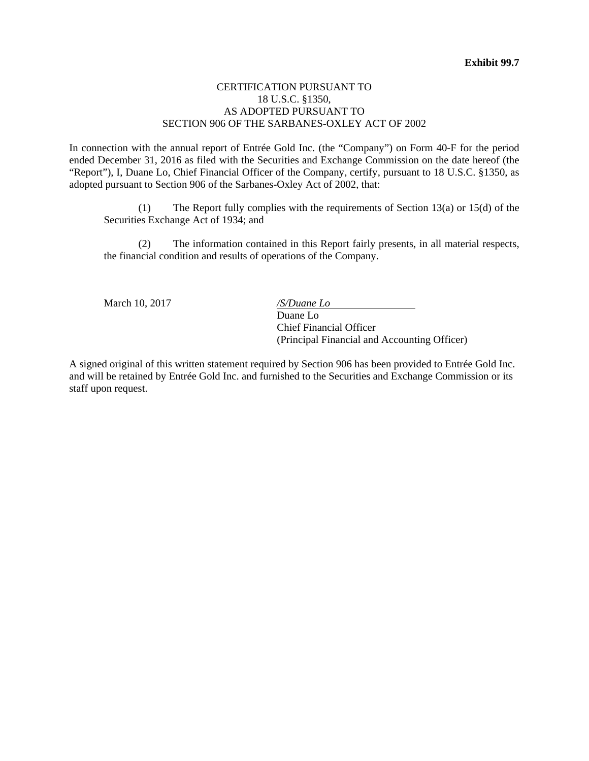**Exhibit 99.7**

CERTIFICATION PURSUANT TO
18 U.S.C. §1350,
AS ADOPTED PURSUANT TO
SECTION 906 OF THE SARBANES-OXLEY ACT OF 2002

In connection with the annual report of Entrée Gold Inc. (the "Company") on Form 40-F for the period ended December 31, 2016 as filed with the Securities and Exchange Commission on the date hereof (the "Report"), I, Duane Lo, Chief Financial Officer of the Company, certify, pursuant to 18 U.S.C. §1350, as adopted pursuant to Section 906 of the Sarbanes-Oxley Act of 2002, that:

(1) The Report fully complies with the requirements of Section 13(a) or 15(d) of the Securities Exchange Act of 1934; and

(2) The information contained in this Report fairly presents, in all material respects, the financial condition and results of operations of the Company.

March 10, 2017

*/S/Duane Lo*
Duane Lo
Chief Financial Officer
(Principal Financial and Accounting Officer)

A signed original of this written statement required by Section 906 has been provided to Entrée Gold Inc. and will be retained by Entrée Gold Inc. and furnished to the Securities and Exchange Commission or its staff upon request.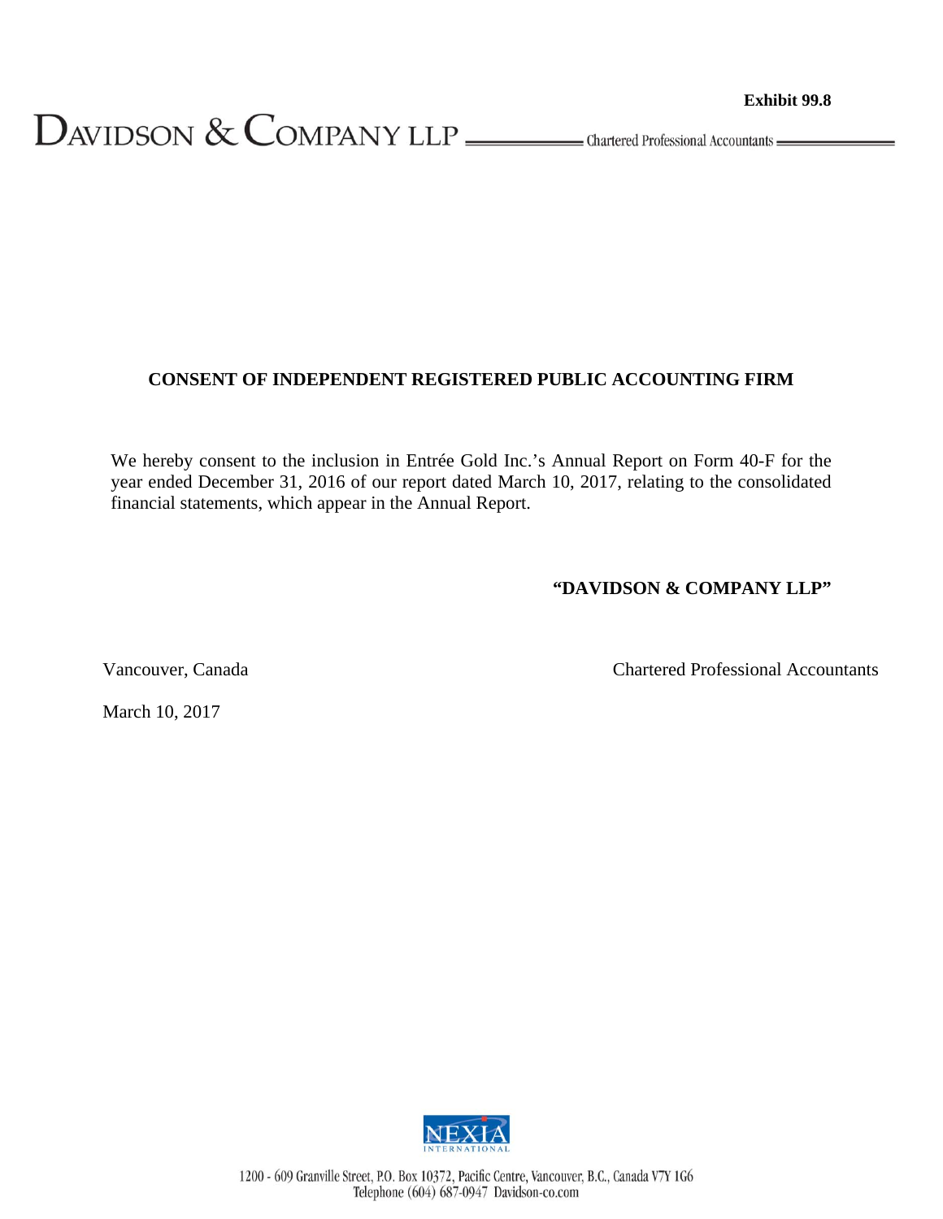Exhibit 99.8

DAVIDSON & COMPANY LLP — Chartered Professional Accountants

**CONSENT OF INDEPENDENT REGISTERED PUBLIC ACCOUNTING FIRM**

We hereby consent to the inclusion in Entrée Gold Inc.'s Annual Report on Form 40-F for the year ended December 31, 2016 of our report dated March 10, 2017, relating to the consolidated financial statements, which appear in the Annual Report.

**"DAVIDSON & COMPANY LLP"**

Vancouver, Canada

Chartered Professional Accountants

March 10, 2017

NEXIA INTERNATIONAL

1200 - 609 Granville Street, P.O. Box 10372, Pacific Centre, Vancouver, B.C., Canada V7Y 1G6
Telephone (604) 687-0947 Davidson-co.com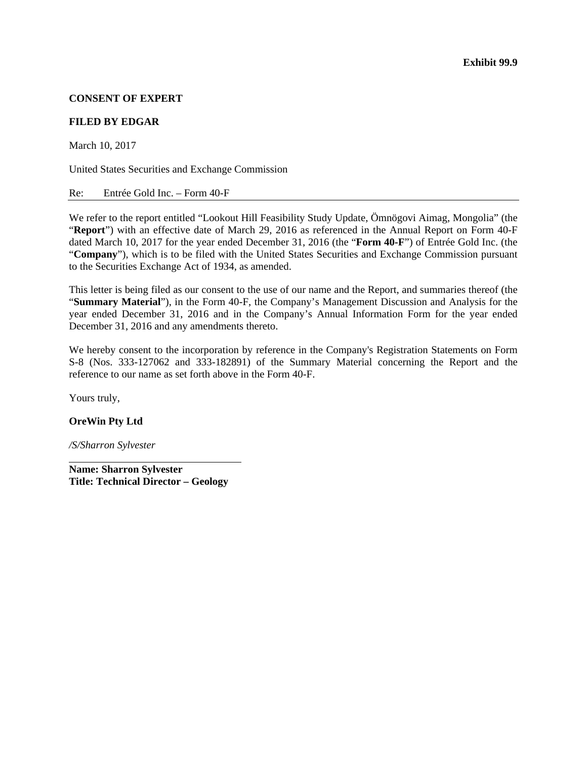**Exhibit 99.9**

**CONSENT OF EXPERT**

**FILED BY EDGAR**

March 10, 2017

United States Securities and Exchange Commission

Re: Entrée Gold Inc. – Form 40-F

We refer to the report entitled "Lookout Hill Feasibility Study Update, Ömnögovi Aimag, Mongolia" (the "**Report**") with an effective date of March 29, 2016 as referenced in the Annual Report on Form 40-F dated March 10, 2017 for the year ended December 31, 2016 (the "**Form 40-F**") of Entrée Gold Inc. (the "**Company**"), which is to be filed with the United States Securities and Exchange Commission pursuant to the Securities Exchange Act of 1934, as amended.

This letter is being filed as our consent to the use of our name and the Report, and summaries thereof (the "**Summary Material**"), in the Form 40-F, the Company's Management Discussion and Analysis for the year ended December 31, 2016 and in the Company's Annual Information Form for the year ended December 31, 2016 and any amendments thereto.

We hereby consent to the incorporation by reference in the Company's Registration Statements on Form S-8 (Nos. 333-127062 and 333-182891) of the Summary Material concerning the Report and the reference to our name as set forth above in the Form 40-F.

Yours truly,

**OreWin Pty Ltd**

*/S/Sharron Sylvester*

**Name: Sharron Sylvester**
**Title: Technical Director – Geology**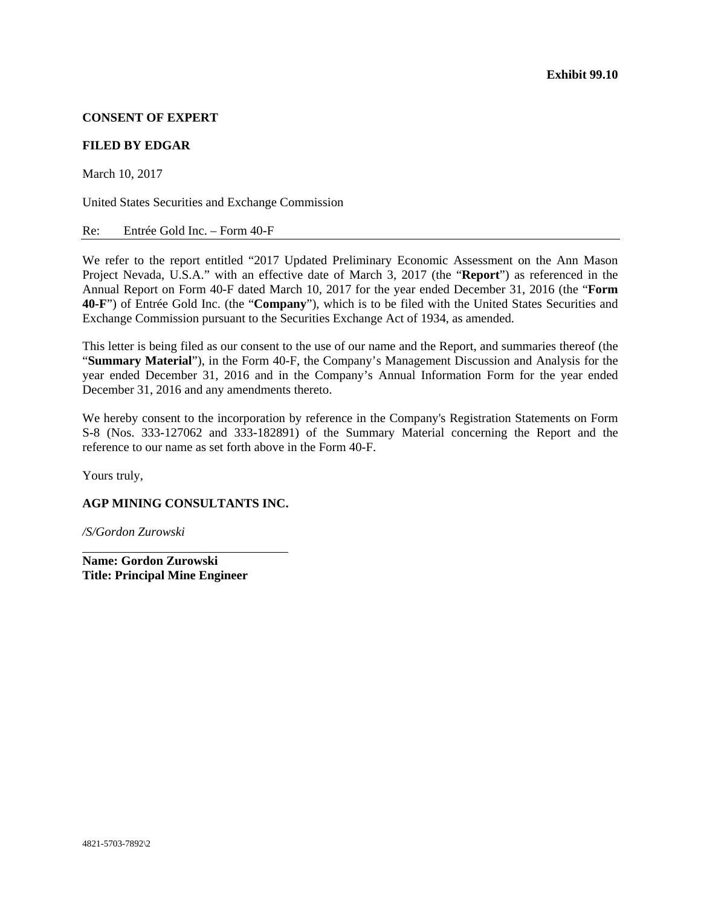**Exhibit 99.10**

**CONSENT OF EXPERT**

**FILED BY EDGAR**

March 10, 2017

United States Securities and Exchange Commission

Re: Entrée Gold Inc. – Form 40-F

We refer to the report entitled "2017 Updated Preliminary Economic Assessment on the Ann Mason Project Nevada, U.S.A." with an effective date of March 3, 2017 (the "**Report**") as referenced in the Annual Report on Form 40-F dated March 10, 2017 for the year ended December 31, 2016 (the "**Form 40-F**") of Entrée Gold Inc. (the "**Company**"), which is to be filed with the United States Securities and Exchange Commission pursuant to the Securities Exchange Act of 1934, as amended.

This letter is being filed as our consent to the use of our name and the Report, and summaries thereof (the "**Summary Material**"), in the Form 40-F, the Company's Management Discussion and Analysis for the year ended December 31, 2016 and in the Company's Annual Information Form for the year ended December 31, 2016 and any amendments thereto.

We hereby consent to the incorporation by reference in the Company's Registration Statements on Form S-8 (Nos. 333-127062 and 333-182891) of the Summary Material concerning the Report and the reference to our name as set forth above in the Form 40-F.

Yours truly,

**AGP MINING CONSULTANTS INC.**

*/S/Gordon Zurowski*

**Name: Gordon Zurowski**
**Title: Principal Mine Engineer**

4821-5703-7892\2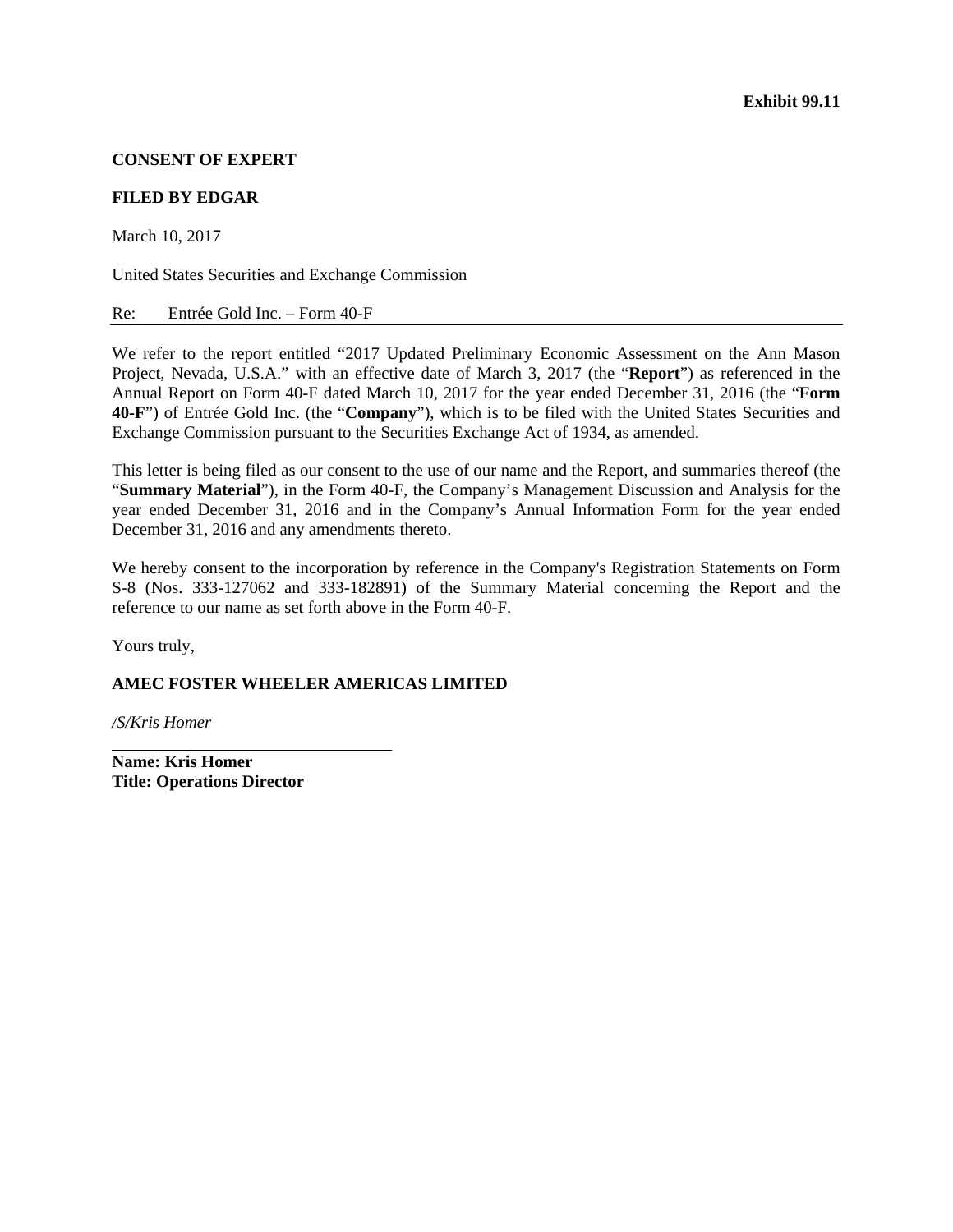**Exhibit 99.11**

**CONSENT OF EXPERT**

**FILED BY EDGAR**

March 10, 2017

United States Securities and Exchange Commission

Re: Entrée Gold Inc. – Form 40-F

We refer to the report entitled "2017 Updated Preliminary Economic Assessment on the Ann Mason Project, Nevada, U.S.A." with an effective date of March 3, 2017 (the "**Report**") as referenced in the Annual Report on Form 40-F dated March 10, 2017 for the year ended December 31, 2016 (the "**Form 40-F**") of Entrée Gold Inc. (the "**Company**"), which is to be filed with the United States Securities and Exchange Commission pursuant to the Securities Exchange Act of 1934, as amended.

This letter is being filed as our consent to the use of our name and the Report, and summaries thereof (the "**Summary Material**"), in the Form 40-F, the Company's Management Discussion and Analysis for the year ended December 31, 2016 and in the Company's Annual Information Form for the year ended December 31, 2016 and any amendments thereto.

We hereby consent to the incorporation by reference in the Company's Registration Statements on Form S-8 (Nos. 333-127062 and 333-182891) of the Summary Material concerning the Report and the reference to our name as set forth above in the Form 40-F.

Yours truly,

**AMEC FOSTER WHEELER AMERICAS LIMITED**

*/S/Kris Homer*

**Name: Kris Homer**
**Title: Operations Director**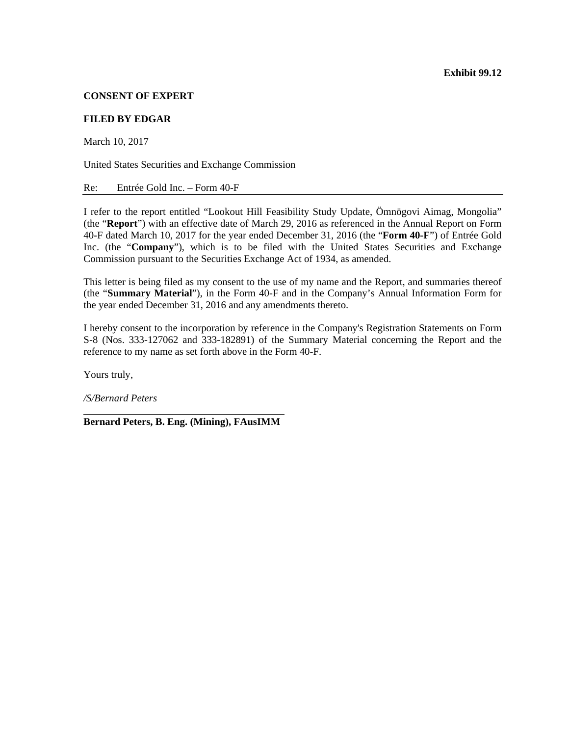**Exhibit 99.12**

**CONSENT OF EXPERT**

**FILED BY EDGAR**

March 10, 2017

United States Securities and Exchange Commission

Re: Entrée Gold Inc. – Form 40-F

I refer to the report entitled "Lookout Hill Feasibility Study Update, Ömnögovi Aimag, Mongolia" (the "**Report**") with an effective date of March 29, 2016 as referenced in the Annual Report on Form 40-F dated March 10, 2017 for the year ended December 31, 2016 (the "**Form 40-F**") of Entrée Gold Inc. (the "**Company**"), which is to be filed with the United States Securities and Exchange Commission pursuant to the Securities Exchange Act of 1934, as amended.

This letter is being filed as my consent to the use of my name and the Report, and summaries thereof (the "**Summary Material**"), in the Form 40-F and in the Company's Annual Information Form for the year ended December 31, 2016 and any amendments thereto.

I hereby consent to the incorporation by reference in the Company's Registration Statements on Form S-8 (Nos. 333-127062 and 333-182891) of the Summary Material concerning the Report and the reference to my name as set forth above in the Form 40-F.

Yours truly,

*/S/Bernard Peters*

**Bernard Peters, B. Eng. (Mining), FAusIMM**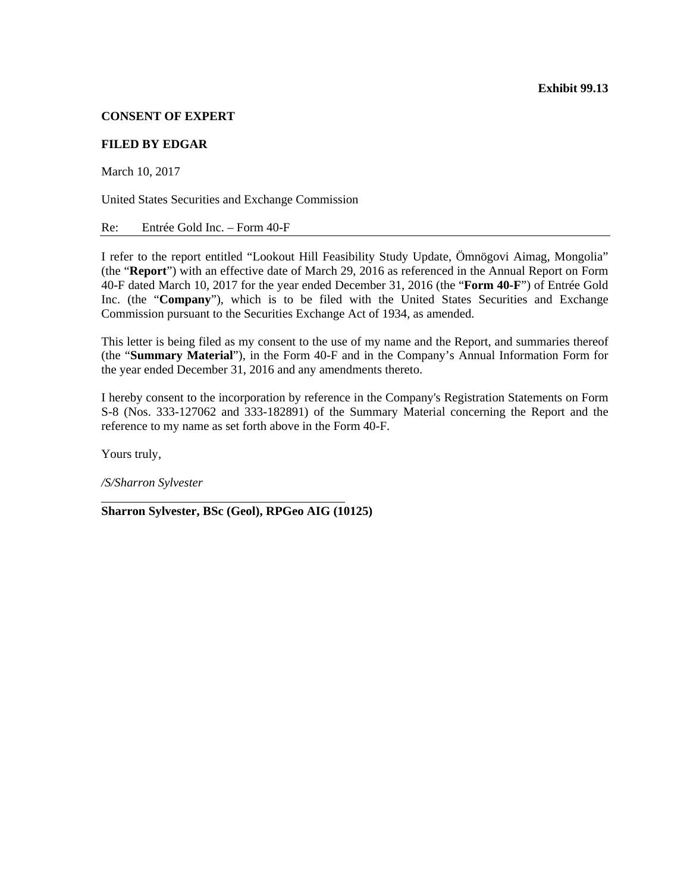**Exhibit 99.13**

**CONSENT OF EXPERT**

**FILED BY EDGAR**

March 10, 2017

United States Securities and Exchange Commission

Re: Entrée Gold Inc. – Form 40-F

I refer to the report entitled "Lookout Hill Feasibility Study Update, Ömnögovi Aimag, Mongolia" (the "**Report**") with an effective date of March 29, 2016 as referenced in the Annual Report on Form 40-F dated March 10, 2017 for the year ended December 31, 2016 (the "**Form 40-F**") of Entrée Gold Inc. (the "**Company**"), which is to be filed with the United States Securities and Exchange Commission pursuant to the Securities Exchange Act of 1934, as amended.

This letter is being filed as my consent to the use of my name and the Report, and summaries thereof (the "**Summary Material**"), in the Form 40-F and in the Company's Annual Information Form for the year ended December 31, 2016 and any amendments thereto.

I hereby consent to the incorporation by reference in the Company's Registration Statements on Form S-8 (Nos. 333-127062 and 333-182891) of the Summary Material concerning the Report and the reference to my name as set forth above in the Form 40-F.

Yours truly,

*/S/Sharron Sylvester*

**Sharron Sylvester, BSc (Geol), RPGeo AIG (10125)**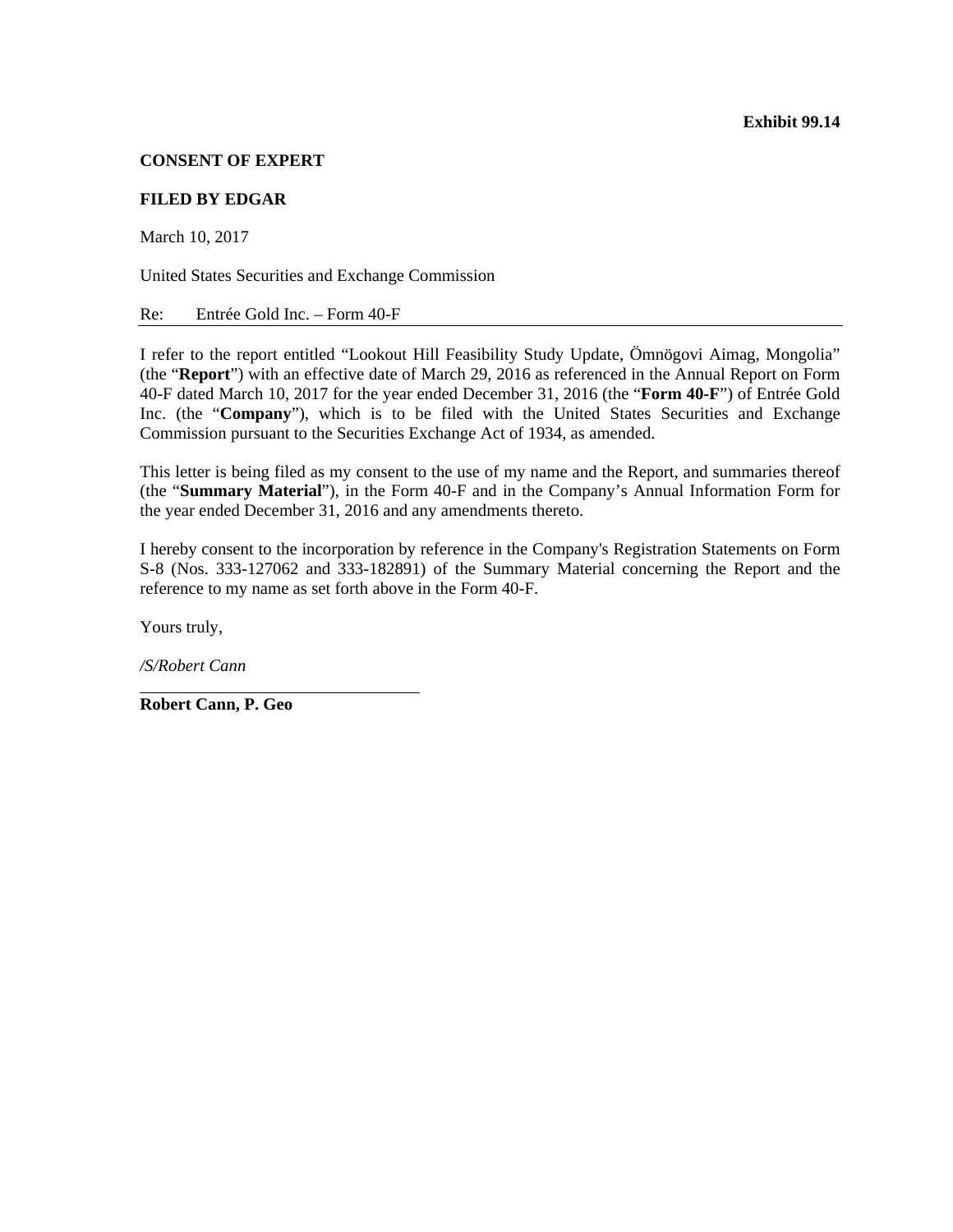**Exhibit 99.14**

**CONSENT OF EXPERT**

**FILED BY EDGAR**

March 10, 2017

United States Securities and Exchange Commission

Re: Entrée Gold Inc. – Form 40-F

I refer to the report entitled "Lookout Hill Feasibility Study Update, Ömnögovi Aimag, Mongolia" (the "**Report**") with an effective date of March 29, 2016 as referenced in the Annual Report on Form 40-F dated March 10, 2017 for the year ended December 31, 2016 (the "**Form 40-F**") of Entrée Gold Inc. (the "**Company**"), which is to be filed with the United States Securities and Exchange Commission pursuant to the Securities Exchange Act of 1934, as amended.

This letter is being filed as my consent to the use of my name and the Report, and summaries thereof (the "**Summary Material**"), in the Form 40-F and in the Company's Annual Information Form for the year ended December 31, 2016 and any amendments thereto.

I hereby consent to the incorporation by reference in the Company's Registration Statements on Form S-8 (Nos. 333-127062 and 333-182891) of the Summary Material concerning the Report and the reference to my name as set forth above in the Form 40-F.

Yours truly,

*/S/Robert Cann*

**Robert Cann, P. Geo**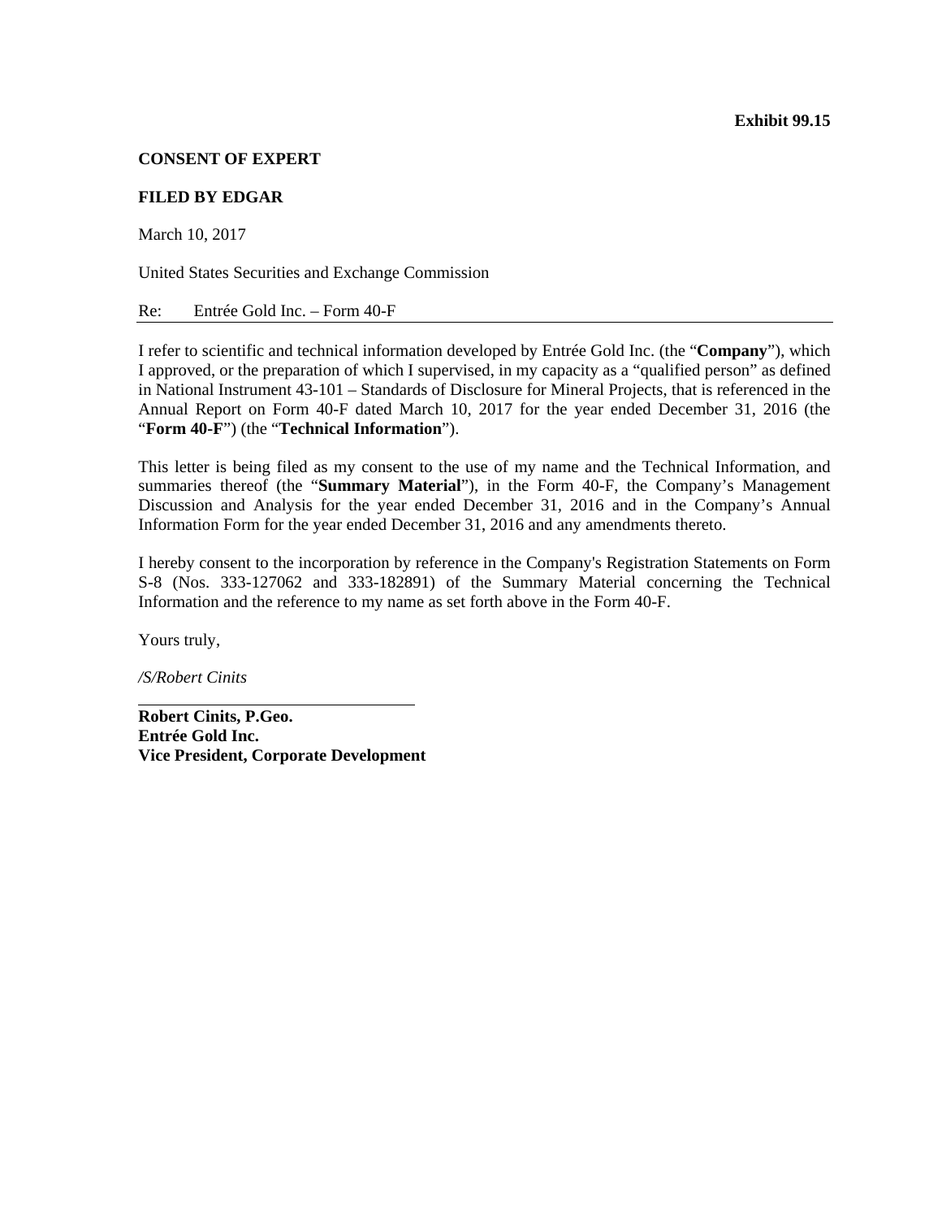**Exhibit 99.15**

**CONSENT OF EXPERT**

**FILED BY EDGAR**

March 10, 2017

United States Securities and Exchange Commission

Re: Entrée Gold Inc. – Form 40-F

I refer to scientific and technical information developed by Entrée Gold Inc. (the "**Company**"), which I approved, or the preparation of which I supervised, in my capacity as a "qualified person" as defined in National Instrument 43-101 – Standards of Disclosure for Mineral Projects, that is referenced in the Annual Report on Form 40-F dated March 10, 2017 for the year ended December 31, 2016 (the "**Form 40-F**") (the "**Technical Information**").

This letter is being filed as my consent to the use of my name and the Technical Information, and summaries thereof (the "**Summary Material**"), in the Form 40-F, the Company's Management Discussion and Analysis for the year ended December 31, 2016 and in the Company's Annual Information Form for the year ended December 31, 2016 and any amendments thereto.

I hereby consent to the incorporation by reference in the Company's Registration Statements on Form S-8 (Nos. 333-127062 and 333-182891) of the Summary Material concerning the Technical Information and the reference to my name as set forth above in the Form 40-F.

Yours truly,

*/S/Robert Cinits*

**Robert Cinits, P.Geo.**
**Entrée Gold Inc.**
**Vice President, Corporate Development**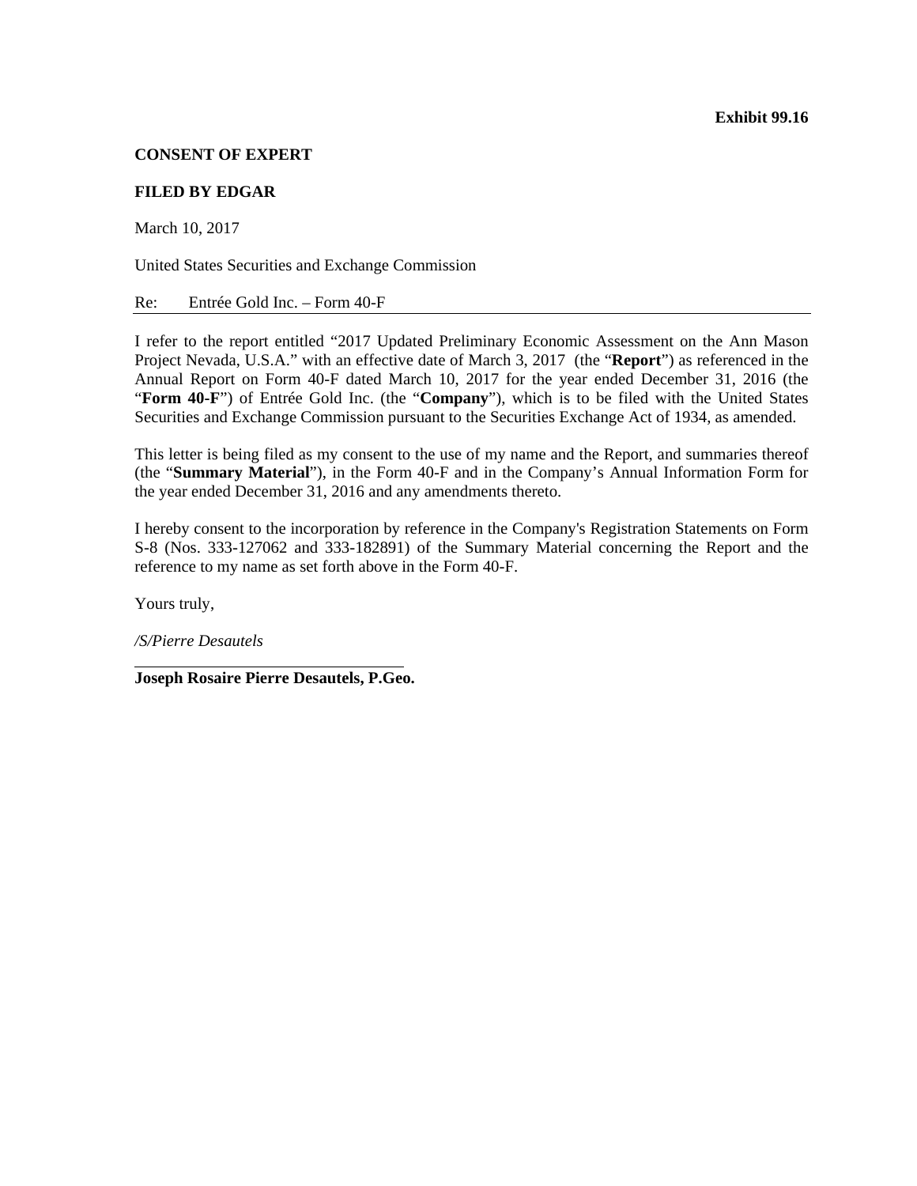**Exhibit 99.16**

**CONSENT OF EXPERT**

**FILED BY EDGAR**

March 10, 2017

United States Securities and Exchange Commission

Re: Entrée Gold Inc. – Form 40-F

I refer to the report entitled "2017 Updated Preliminary Economic Assessment on the Ann Mason Project Nevada, U.S.A." with an effective date of March 3, 2017 (the "**Report**") as referenced in the Annual Report on Form 40-F dated March 10, 2017 for the year ended December 31, 2016 (the "**Form 40-F**") of Entrée Gold Inc. (the "**Company**"), which is to be filed with the United States Securities and Exchange Commission pursuant to the Securities Exchange Act of 1934, as amended.

This letter is being filed as my consent to the use of my name and the Report, and summaries thereof (the "**Summary Material**"), in the Form 40-F and in the Company's Annual Information Form for the year ended December 31, 2016 and any amendments thereto.

I hereby consent to the incorporation by reference in the Company's Registration Statements on Form S-8 (Nos. 333-127062 and 333-182891) of the Summary Material concerning the Report and the reference to my name as set forth above in the Form 40-F.

Yours truly,

*/S/Pierre Desautels*

**Joseph Rosaire Pierre Desautels, P.Geo.**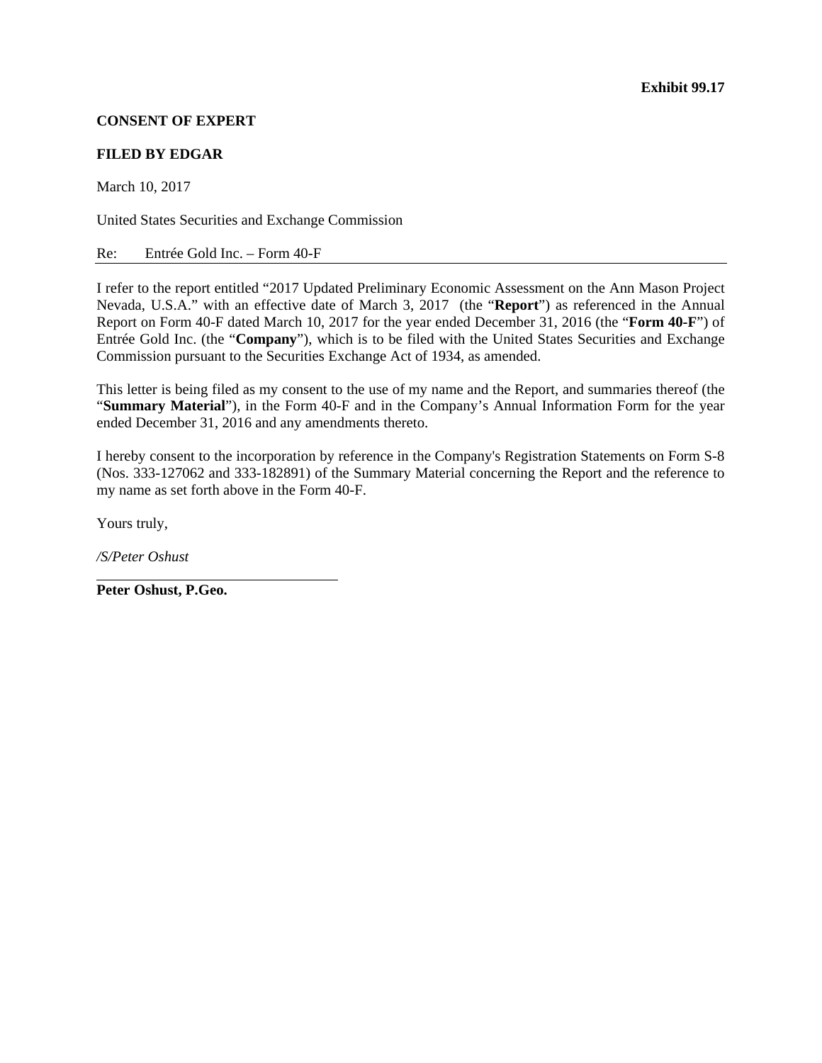**Exhibit 99.17**

**CONSENT OF EXPERT**

**FILED BY EDGAR**

March 10, 2017

United States Securities and Exchange Commission

Re: Entrée Gold Inc. – Form 40-F

I refer to the report entitled "2017 Updated Preliminary Economic Assessment on the Ann Mason Project Nevada, U.S.A." with an effective date of March 3, 2017 (the "**Report**") as referenced in the Annual Report on Form 40-F dated March 10, 2017 for the year ended December 31, 2016 (the "**Form 40-F**") of Entrée Gold Inc. (the "**Company**"), which is to be filed with the United States Securities and Exchange Commission pursuant to the Securities Exchange Act of 1934, as amended.

This letter is being filed as my consent to the use of my name and the Report, and summaries thereof (the "**Summary Material**"), in the Form 40-F and in the Company's Annual Information Form for the year ended December 31, 2016 and any amendments thereto.

I hereby consent to the incorporation by reference in the Company's Registration Statements on Form S-8 (Nos. 333-127062 and 333-182891) of the Summary Material concerning the Report and the reference to my name as set forth above in the Form 40-F.

Yours truly,

*/S/Peter Oshust*

**Peter Oshust, P.Geo.**